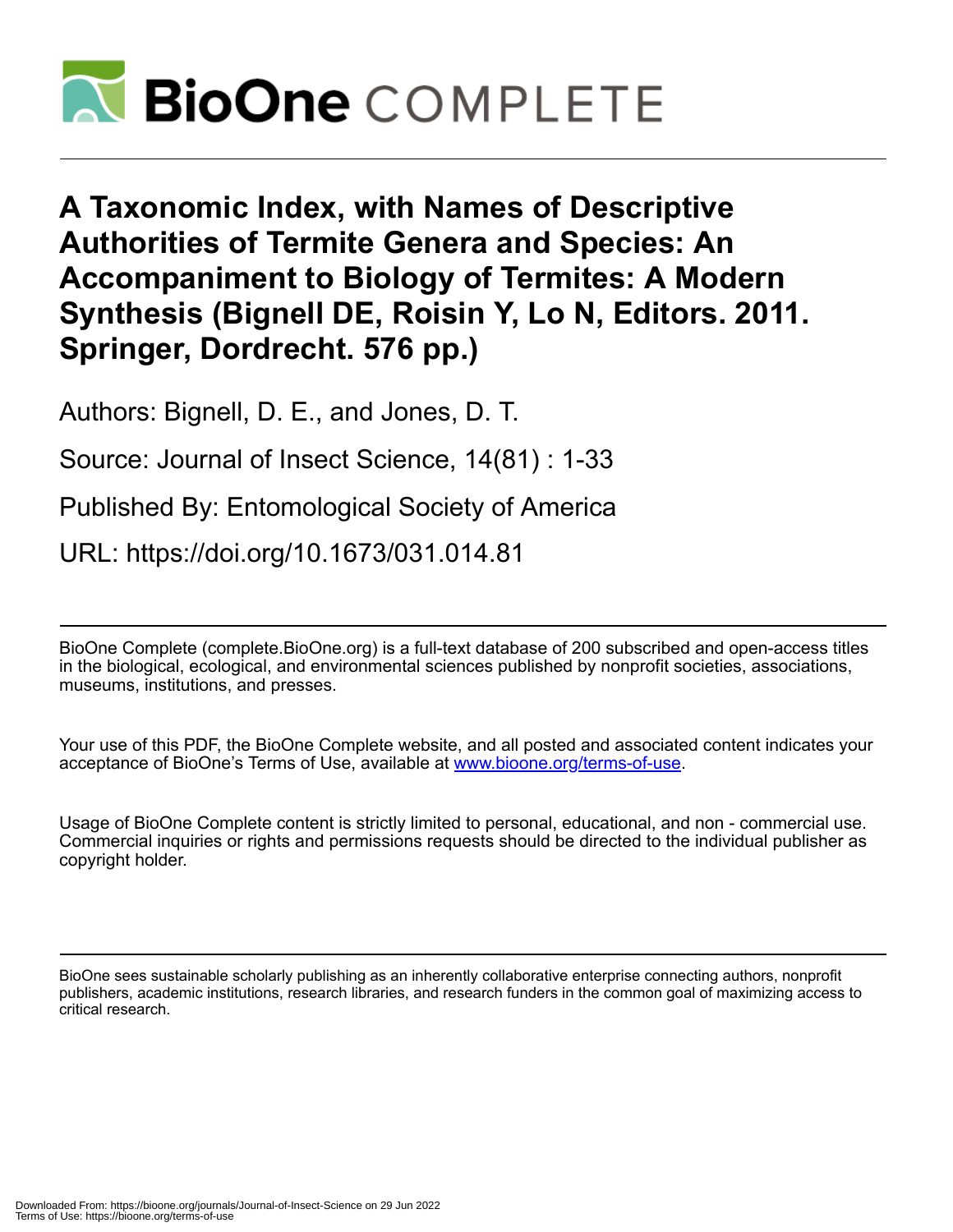# A Taxonomic Index, with Names of Descriptive Authorities of Termite Genera and Species: An Accompaniment to Biology of Termites: A Modern Synthesis (Bignell DE, Roisin Y, Lo N, Editors. 2011. Springer, Dordrecht. 576 pp.)

Authors: Bignell, D. E., and Jones, D. T.

Source: Journal of Insect Science, 14(81) : 1-33

Published By: Entomological Society of America

URL: https://doi.org/10.1673/031.014.81

---

BioOne Complete (complete.BioOne.org) is a full-text database of 200 subscribed and open-access titles in the biological, ecological, and environmental sciences published by nonprofit societies, associations, museums, institutions, and presses.

Your use of this PDF, the BioOne Complete website, and all posted and associated content indicates your acceptance of BioOne's Terms of Use, available at www.bioone.org/terms-of-use.

Usage of BioOne Complete content is strictly limited to personal, educational, and non - commercial use. Commercial inquiries or rights and permissions requests should be directed to the individual publisher as copyright holder.

---

BioOne sees sustainable scholarly publishing as an inherently collaborative enterprise connecting authors, nonprofit publishers, academic institutions, research libraries, and research funders in the common goal of maximizing access to critical research.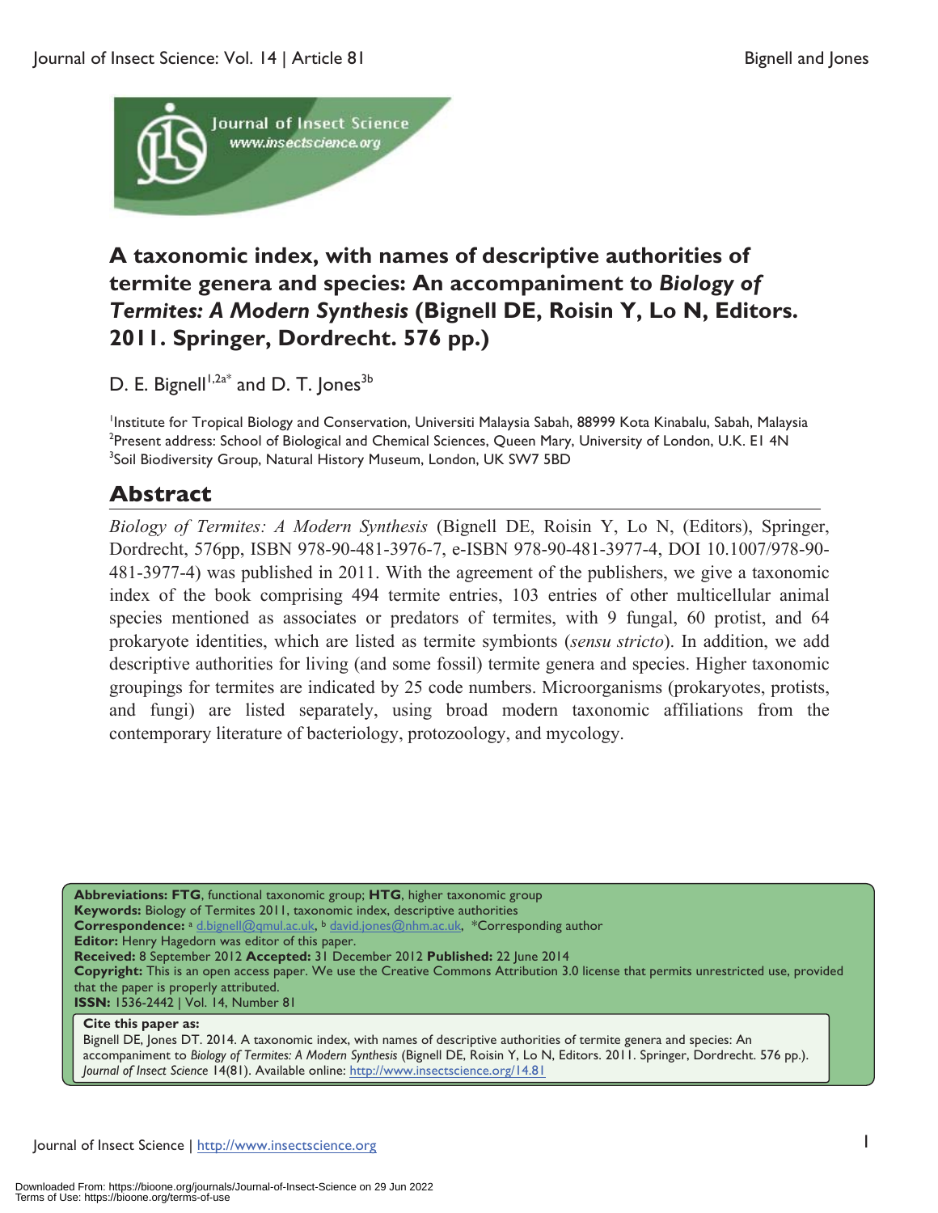# A taxonomic index, with names of descriptive authorities of termite genera and species: An accompaniment to *Biology of Termites: A Modern Synthesis* (Bignell DE, Roisin Y, Lo N, Editors. 2011. Springer, Dordrecht. 576 pp.)

D. E. Bignell[1,2a*] and D. T. Jones[3b]

[1]Institute for Tropical Biology and Conservation, Universiti Malaysia Sabah, 88999 Kota Kinabalu, Sabah, Malaysia
[2]Present address: School of Biological and Chemical Sciences, Queen Mary, University of London, U.K. E1 4N
[3]Soil Biodiversity Group, Natural History Museum, London, UK SW7 5BD

## Abstract

*Biology of Termites: A Modern Synthesis* (Bignell DE, Roisin Y, Lo N, (Editors), Springer, Dordrecht, 576pp, ISBN 978-90-481-3976-7, e-ISBN 978-90-481-3977-4, DOI 10.1007/978-90-481-3977-4) was published in 2011. With the agreement of the publishers, we give a taxonomic index of the book comprising 494 termite entries, 103 entries of other multicellular animal species mentioned as associates or predators of termites, with 9 fungal, 60 protist, and 64 prokaryote identities, which are listed as termite symbionts (*sensu stricto*). In addition, we add descriptive authorities for living (and some fossil) termite genera and species. Higher taxonomic groupings for termites are indicated by 25 code numbers. Microorganisms (prokaryotes, protists, and fungi) are listed separately, using broad modern taxonomic affiliations from the contemporary literature of bacteriology, protozoology, and mycology.

**Abbreviations: FTG**, functional taxonomic group; **HTG**, higher taxonomic group
**Keywords:** Biology of Termites 2011, taxonomic index, descriptive authorities
**Correspondence:** [a] d.bignell@qmul.ac.uk, [b] david.jones@nhm.ac.uk, *Corresponding author
**Editor:** Henry Hagedorn was editor of this paper.
**Received:** 8 September 2012 **Accepted:** 31 December 2012 **Published:** 22 June 2014
**Copyright:** This is an open access paper. We use the Creative Commons Attribution 3.0 license that permits unrestricted use, provided that the paper is properly attributed.
**ISSN:** 1536-2442 | Vol. 14, Number 81

**Cite this paper as:**
Bignell DE, Jones DT. 2014. A taxonomic index, with names of descriptive authorities of termite genera and species: An accompaniment to *Biology of Termites: A Modern Synthesis* (Bignell DE, Roisin Y, Lo N, Editors. 2011. Springer, Dordrecht. 576 pp.). *Journal of Insect Science* 14(81). Available online: http://www.insectscience.org/14.81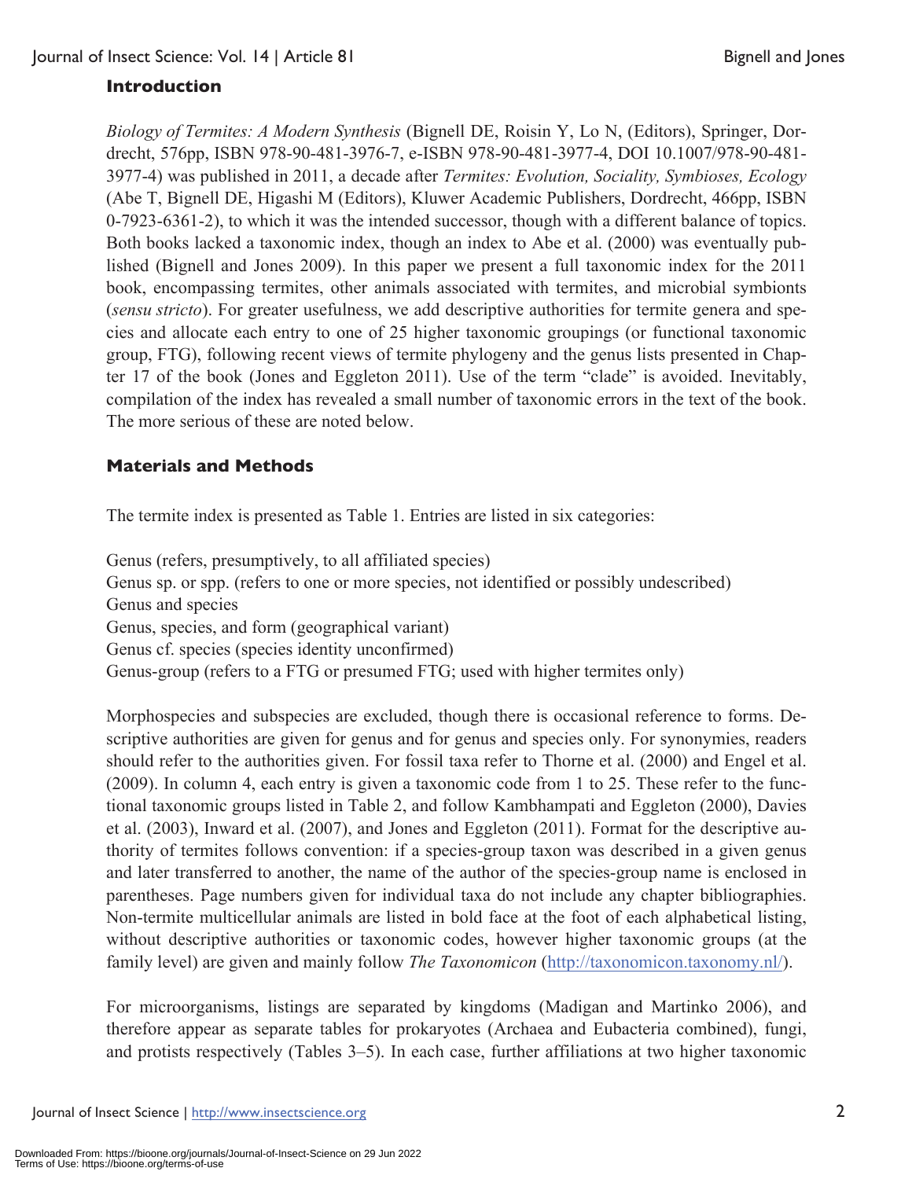## Introduction

*Biology of Termites: A Modern Synthesis* (Bignell DE, Roisin Y, Lo N, (Editors), Springer, Dordrecht, 576pp, ISBN 978-90-481-3976-7, e-ISBN 978-90-481-3977-4, DOI 10.1007/978-90-481-3977-4) was published in 2011, a decade after *Termites: Evolution, Sociality, Symbioses, Ecology* (Abe T, Bignell DE, Higashi M (Editors), Kluwer Academic Publishers, Dordrecht, 466pp, ISBN 0-7923-6361-2), to which it was the intended successor, though with a different balance of topics. Both books lacked a taxonomic index, though an index to Abe et al. (2000) was eventually published (Bignell and Jones 2009). In this paper we present a full taxonomic index for the 2011 book, encompassing termites, other animals associated with termites, and microbial symbionts (*sensu stricto*). For greater usefulness, we add descriptive authorities for termite genera and species and allocate each entry to one of 25 higher taxonomic groupings (or functional taxonomic group, FTG), following recent views of termite phylogeny and the genus lists presented in Chapter 17 of the book (Jones and Eggleton 2011). Use of the term "clade" is avoided. Inevitably, compilation of the index has revealed a small number of taxonomic errors in the text of the book. The more serious of these are noted below.

## Materials and Methods

The termite index is presented as Table 1. Entries are listed in six categories:

Genus (refers, presumptively, to all affiliated species)
Genus sp. or spp. (refers to one or more species, not identified or possibly undescribed)
Genus and species
Genus, species, and form (geographical variant)
Genus cf. species (species identity unconfirmed)
Genus-group (refers to a FTG or presumed FTG; used with higher termites only)

Morphospecies and subspecies are excluded, though there is occasional reference to forms. Descriptive authorities are given for genus and for genus and species only. For synonymies, readers should refer to the authorities given. For fossil taxa refer to Thorne et al. (2000) and Engel et al. (2009). In column 4, each entry is given a taxonomic code from 1 to 25. These refer to the functional taxonomic groups listed in Table 2, and follow Kambhampati and Eggleton (2000), Davies et al. (2003), Inward et al. (2007), and Jones and Eggleton (2011). Format for the descriptive authority of termites follows convention: if a species-group taxon was described in a given genus and later transferred to another, the name of the author of the species-group name is enclosed in parentheses. Page numbers given for individual taxa do not include any chapter bibliographies. Non-termite multicellular animals are listed in bold face at the foot of each alphabetical listing, without descriptive authorities or taxonomic codes, however higher taxonomic groups (at the family level) are given and mainly follow *The Taxonomicon* (http://taxonomicon.taxonomy.nl/).

For microorganisms, listings are separated by kingdoms (Madigan and Martinko 2006), and therefore appear as separate tables for prokaryotes (Archaea and Eubacteria combined), fungi, and protists respectively (Tables 3–5). In each case, further affiliations at two higher taxonomic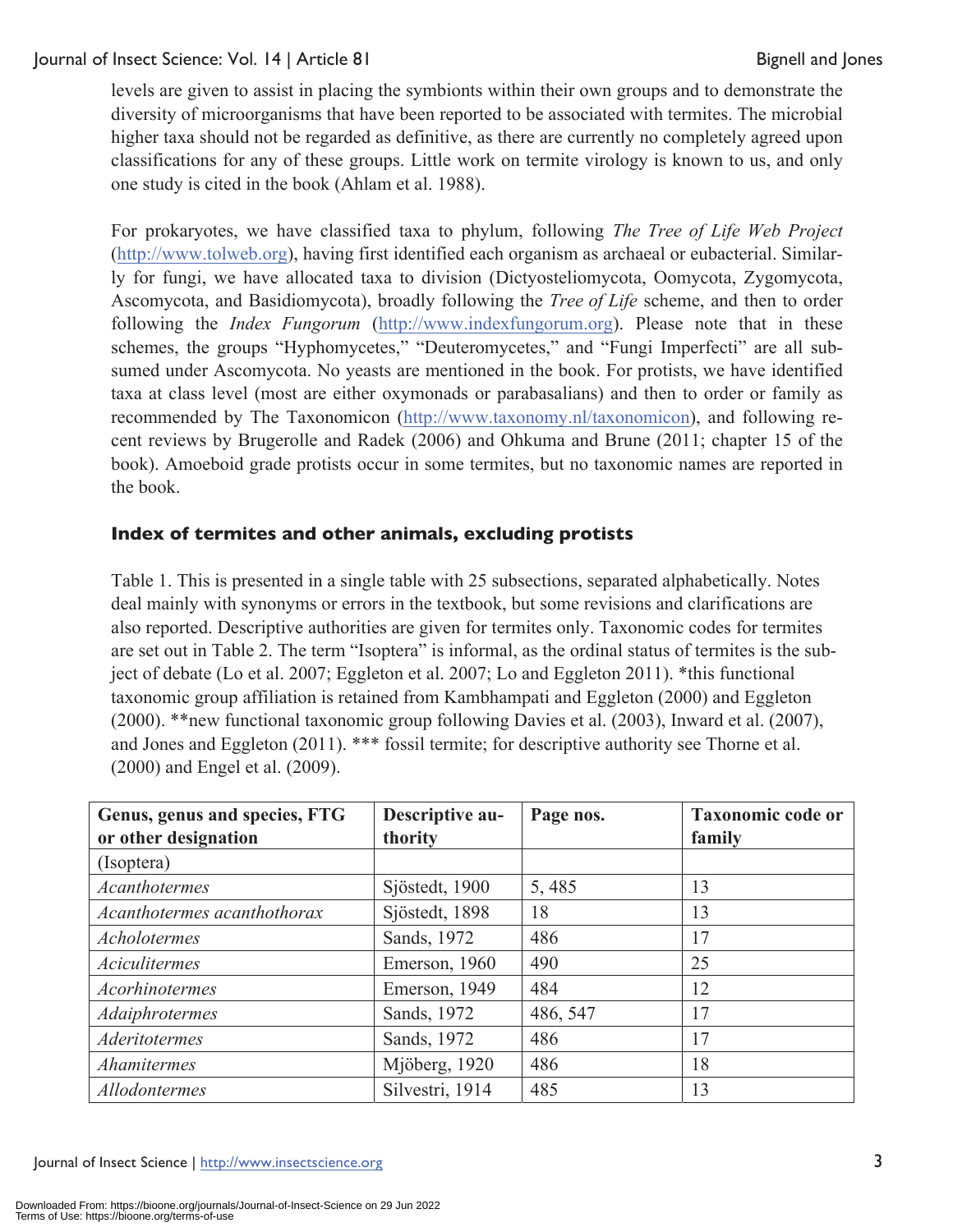levels are given to assist in placing the symbionts within their own groups and to demonstrate the diversity of microorganisms that have been reported to be associated with termites. The microbial higher taxa should not be regarded as definitive, as there are currently no completely agreed upon classifications for any of these groups. Little work on termite virology is known to us, and only one study is cited in the book (Ahlam et al. 1988).

For prokaryotes, we have classified taxa to phylum, following *The Tree of Life Web Project* (http://www.tolweb.org), having first identified each organism as archaeal or eubacterial. Similarly for fungi, we have allocated taxa to division (Dictyosteliomycota, Oomycota, Zygomycota, Ascomycota, and Basidiomycota), broadly following the *Tree of Life* scheme, and then to order following the *Index Fungorum* (http://www.indexfungorum.org). Please note that in these schemes, the groups "Hyphomycetes," "Deuteromycetes," and "Fungi Imperfecti" are all subsumed under Ascomycota. No yeasts are mentioned in the book. For protists, we have identified taxa at class level (most are either oxymonads or parabasalians) and then to order or family as recommended by The Taxonomicon (http://www.taxonomy.nl/taxonomicon), and following recent reviews by Brugerolle and Radek (2006) and Ohkuma and Brune (2011; chapter 15 of the book). Amoeboid grade protists occur in some termites, but no taxonomic names are reported in the book.

## Index of termites and other animals, excluding protists

Table 1. This is presented in a single table with 25 subsections, separated alphabetically. Notes deal mainly with synonyms or errors in the textbook, but some revisions and clarifications are also reported. Descriptive authorities are given for termites only. Taxonomic codes for termites are set out in Table 2. The term "Isoptera" is informal, as the ordinal status of termites is the subject of debate (Lo et al. 2007; Eggleton et al. 2007; Lo and Eggleton 2011). *this functional taxonomic group affiliation is retained from Kambhampati and Eggleton (2000) and Eggleton (2000). **new functional taxonomic group following Davies et al. (2003), Inward et al. (2007), and Jones and Eggleton (2011). *** fossil termite; for descriptive authority see Thorne et al. (2000) and Engel et al. (2009).

| Genus, genus and species, FTG or other designation | Descriptive authority | Page nos. | Taxonomic code or family |
|---|---|---|---|
| (Isoptera) | | | |
| *Acanthotermes* | Sjöstedt, 1900 | 5, 485 | 13 |
| *Acanthotermes acanthothorax* | Sjöstedt, 1898 | 18 | 13 |
| *Acholotermes* | Sands, 1972 | 486 | 17 |
| *Aciculitermes* | Emerson, 1960 | 490 | 25 |
| *Acorhinotermes* | Emerson, 1949 | 484 | 12 |
| *Adaiphrotermes* | Sands, 1972 | 486, 547 | 17 |
| *Aderitotermes* | Sands, 1972 | 486 | 17 |
| *Ahamitermes* | Mjöberg, 1920 | 486 | 18 |
| *Allodontermes* | Silvestri, 1914 | 485 | 13 |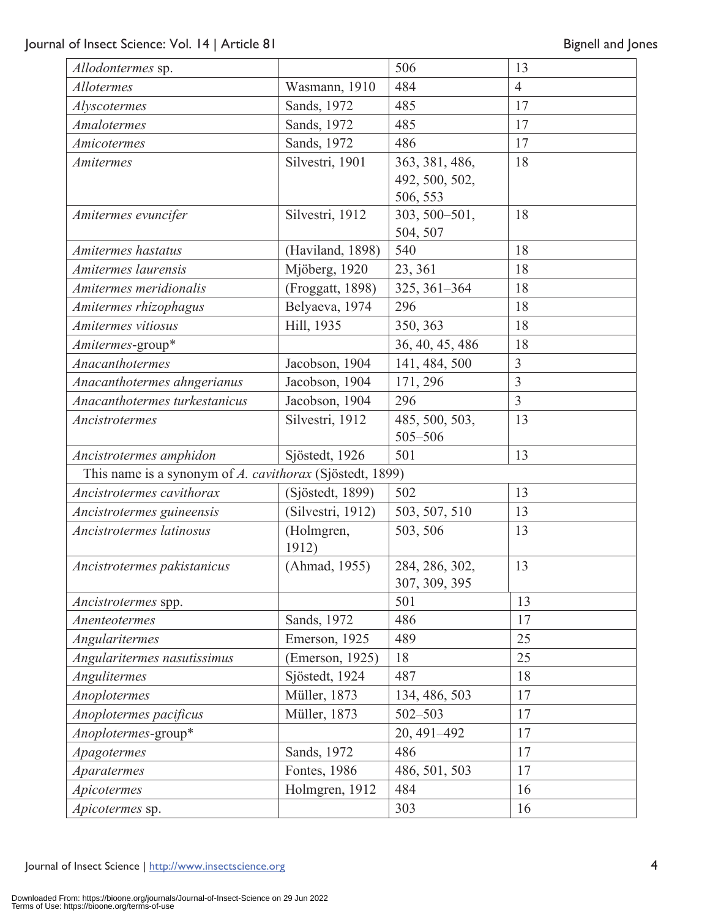| | | | |
|---|---|---|---|
| *Allodontermes* sp. | | 506 | 13 |
| *Allotermes* | Wasmann, 1910 | 484 | 4 |
| *Alyscotermes* | Sands, 1972 | 485 | 17 |
| *Amalotermes* | Sands, 1972 | 485 | 17 |
| *Amicotermes* | Sands, 1972 | 486 | 17 |
| *Amitermes* | Silvestri, 1901 | 363, 381, 486, 492, 500, 502, 506, 553 | 18 |
| *Amitermes evuncifer* | Silvestri, 1912 | 303, 500–501, 504, 507 | 18 |
| *Amitermes hastatus* | (Haviland, 1898) | 540 | 18 |
| *Amitermes laurensis* | Mjöberg, 1920 | 23, 361 | 18 |
| *Amitermes meridionalis* | (Froggatt, 1898) | 325, 361–364 | 18 |
| *Amitermes rhizophagus* | Belyaeva, 1974 | 296 | 18 |
| *Amitermes vitiosus* | Hill, 1935 | 350, 363 | 18 |
| *Amitermes*-group* | | 36, 40, 45, 486 | 18 |
| *Anacanthotermes* | Jacobson, 1904 | 141, 484, 500 | 3 |
| *Anacanthotermes ahngerianus* | Jacobson, 1904 | 171, 296 | 3 |
| *Anacanthotermes turkestanicus* | Jacobson, 1904 | 296 | 3 |
| *Ancistrotermes* | Silvestri, 1912 | 485, 500, 503, 505–506 | 13 |
| *Ancistrotermes amphidon* | Sjöstedt, 1926 | 501 | 13 |
| This name is a synonym of *A. cavithorax* (Sjöstedt, 1899) | | | |
| *Ancistrotermes cavithorax* | (Sjöstedt, 1899) | 502 | 13 |
| *Ancistrotermes guineensis* | (Silvestri, 1912) | 503, 507, 510 | 13 |
| *Ancistrotermes latinosus* | (Holmgren, 1912) | 503, 506 | 13 |
| *Ancistrotermes pakistanicus* | (Ahmad, 1955) | 284, 286, 302, 307, 309, 395 | 13 |
| *Ancistrotermes* spp. | | 501 | 13 |
| *Anenteotermes* | Sands, 1972 | 486 | 17 |
| *Angularitermes* | Emerson, 1925 | 489 | 25 |
| *Angularitermes nasutissimus* | (Emerson, 1925) | 18 | 25 |
| *Angulitermes* | Sjöstedt, 1924 | 487 | 18 |
| *Anoplotermes* | Müller, 1873 | 134, 486, 503 | 17 |
| *Anoplotermes pacificus* | Müller, 1873 | 502–503 | 17 |
| *Anoplotermes*-group* | | 20, 491–492 | 17 |
| *Apagotermes* | Sands, 1972 | 486 | 17 |
| *Aparatermes* | Fontes, 1986 | 486, 501, 503 | 17 |
| *Apicotermes* | Holmgren, 1912 | 484 | 16 |
| *Apicotermes* sp. | | 303 | 16 |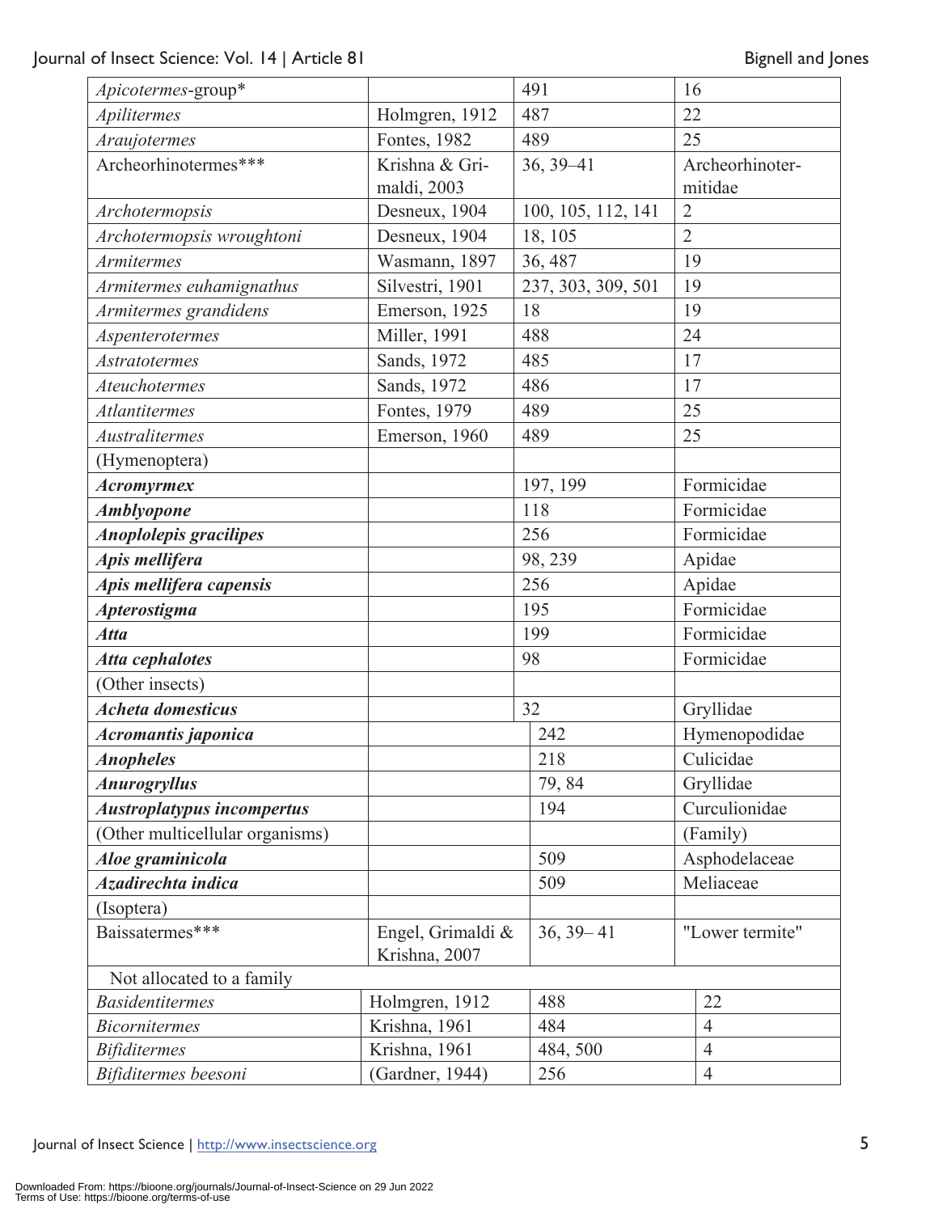| | | | |
|---|---|---|---|
| *Apicotermes*-group* | | 491 | 16 |
| *Apilitermes* | Holmgren, 1912 | 487 | 22 |
| *Araujotermes* | Fontes, 1982 | 489 | 25 |
| Archeorhinotermes*** | Krishna & Grimaldi, 2003 | 36, 39–41 | Archeorhinotermitidae |
| *Archotermopsis* | Desneux, 1904 | 100, 105, 112, 141 | 2 |
| *Archotermopsis wroughtoni* | Desneux, 1904 | 18, 105 | 2 |
| *Armitermes* | Wasmann, 1897 | 36, 487 | 19 |
| *Armitermes euhamignathus* | Silvestri, 1901 | 237, 303, 309, 501 | 19 |
| *Armitermes grandidens* | Emerson, 1925 | 18 | 19 |
| *Aspenterotermes* | Miller, 1991 | 488 | 24 |
| *Astratotermes* | Sands, 1972 | 485 | 17 |
| *Ateuchotermes* | Sands, 1972 | 486 | 17 |
| *Atlantitermes* | Fontes, 1979 | 489 | 25 |
| *Australitermes* | Emerson, 1960 | 489 | 25 |
| (Hymenoptera) | | | |
| ***Acromyrmex*** | | 197, 199 | Formicidae |
| ***Amblyopone*** | | 118 | Formicidae |
| ***Anoplolepis gracilipes*** | | 256 | Formicidae |
| ***Apis mellifera*** | | 98, 239 | Apidae |
| ***Apis mellifera capensis*** | | 256 | Apidae |
| ***Apterostigma*** | | 195 | Formicidae |
| ***Atta*** | | 199 | Formicidae |
| ***Atta cephalotes*** | | 98 | Formicidae |
| (Other insects) | | | |
| ***Acheta domesticus*** | | 32 | Gryllidae |
| ***Acromantis japonica*** | | 242 | Hymenopodidae |
| ***Anopheles*** | | 218 | Culicidae |
| ***Anurogryllus*** | | 79, 84 | Gryllidae |
| ***Austroplatypus incompertus*** | | 194 | Curculionidae |
| (Other multicellular organisms) | | | (Family) |
| ***Aloe graminicola*** | | 509 | Asphodelaceae |
| ***Azadirechta indica*** | | 509 | Meliaceae |
| (Isoptera) | | | |
| Baissatermes*** | Engel, Grimaldi & Krishna, 2007 | 36, 39– 41 | "Lower termite" |
| Not allocated to a family | | | |
| *Basidentitermes* | Holmgren, 1912 | 488 | 22 |
| *Bicornitermes* | Krishna, 1961 | 484 | 4 |
| *Bifiditermes* | Krishna, 1961 | 484, 500 | 4 |
| *Bifiditermes beesoni* | (Gardner, 1944) | 256 | 4 |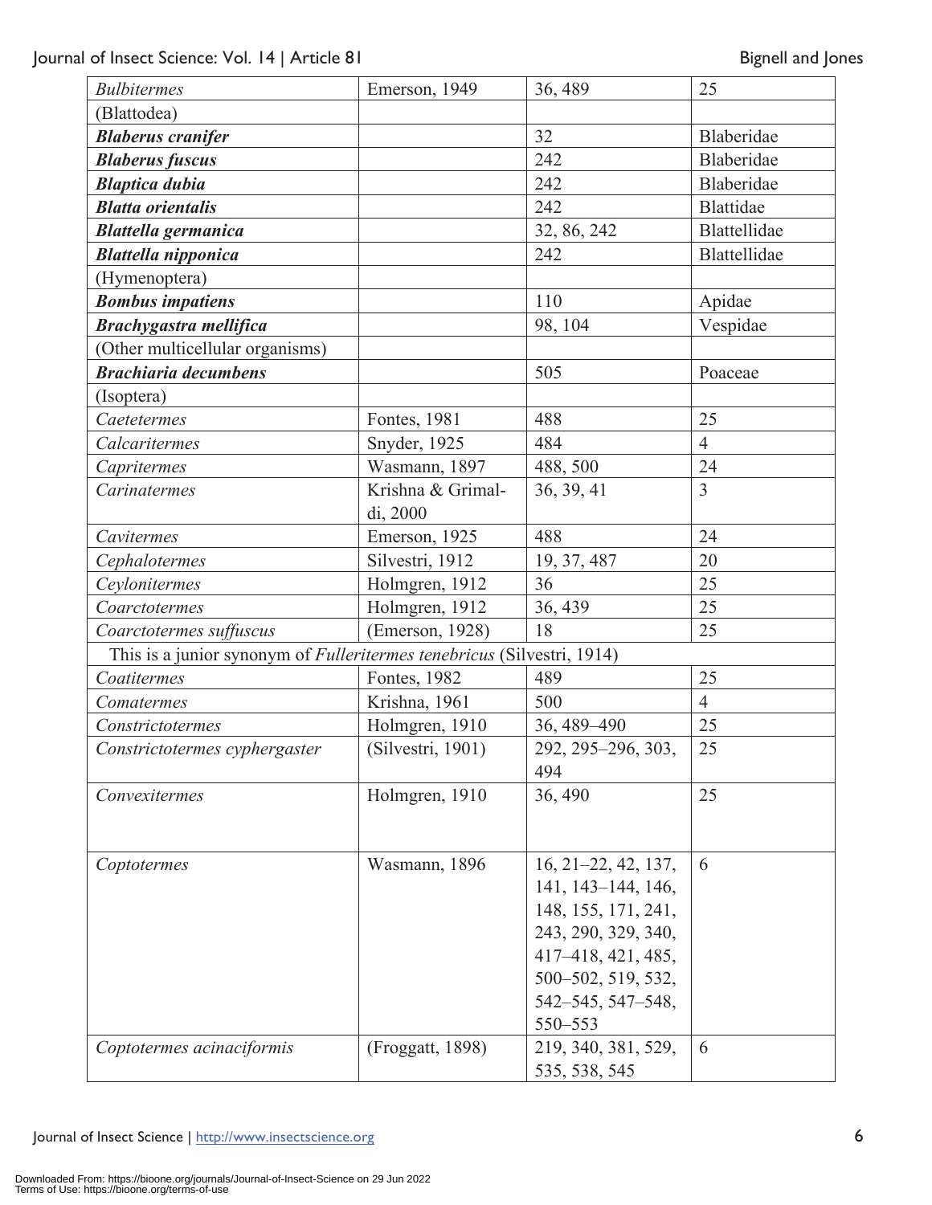| | | | |
|---|---|---|---|
| *Bulbitermes* | Emerson, 1949 | 36, 489 | 25 |
| (Blattodea) | | | |
| ***Blaberus cranifer*** | | 32 | Blaberidae |
| ***Blaberus fuscus*** | | 242 | Blaberidae |
| ***Blaptica dubia*** | | 242 | Blaberidae |
| ***Blatta orientalis*** | | 242 | Blattidae |
| ***Blattella germanica*** | | 32, 86, 242 | Blattellidae |
| ***Blattella nipponica*** | | 242 | Blattellidae |
| (Hymenoptera) | | | |
| ***Bombus impatiens*** | | 110 | Apidae |
| ***Brachygastra mellifica*** | | 98, 104 | Vespidae |
| (Other multicellular organisms) | | | |
| ***Brachiaria decumbens*** | | 505 | Poaceae |
| (Isoptera) | | | |
| *Caetetermes* | Fontes, 1981 | 488 | 25 |
| *Calcaritermes* | Snyder, 1925 | 484 | 4 |
| *Capritermes* | Wasmann, 1897 | 488, 500 | 24 |
| *Carinatermes* | Krishna & Grimaldi, 2000 | 36, 39, 41 | 3 |
| *Cavitermes* | Emerson, 1925 | 488 | 24 |
| *Cephalotermes* | Silvestri, 1912 | 19, 37, 487 | 20 |
| *Ceylonitermes* | Holmgren, 1912 | 36 | 25 |
| *Coarctotermes* | Holmgren, 1912 | 36, 439 | 25 |
| *Coarctotermes suffuscus* | (Emerson, 1928) | 18 | 25 |
| This is a junior synonym of *Fulleritermes tenebricus* (Silvestri, 1914) | | | |
| *Coatitermes* | Fontes, 1982 | 489 | 25 |
| *Comatermes* | Krishna, 1961 | 500 | 4 |
| *Constrictotermes* | Holmgren, 1910 | 36, 489–490 | 25 |
| *Constrictotermes cyphergaster* | (Silvestri, 1901) | 292, 295–296, 303, 494 | 25 |
| *Convexitermes* | Holmgren, 1910 | 36, 490 | 25 |
| *Coptotermes* | Wasmann, 1896 | 16, 21–22, 42, 137, 141, 143–144, 146, 148, 155, 171, 241, 243, 290, 329, 340, 417–418, 421, 485, 500–502, 519, 532, 542–545, 547–548, 550–553 | 6 |
| *Coptotermes acinaciformis* | (Froggatt, 1898) | 219, 340, 381, 529, 535, 538, 545 | 6 |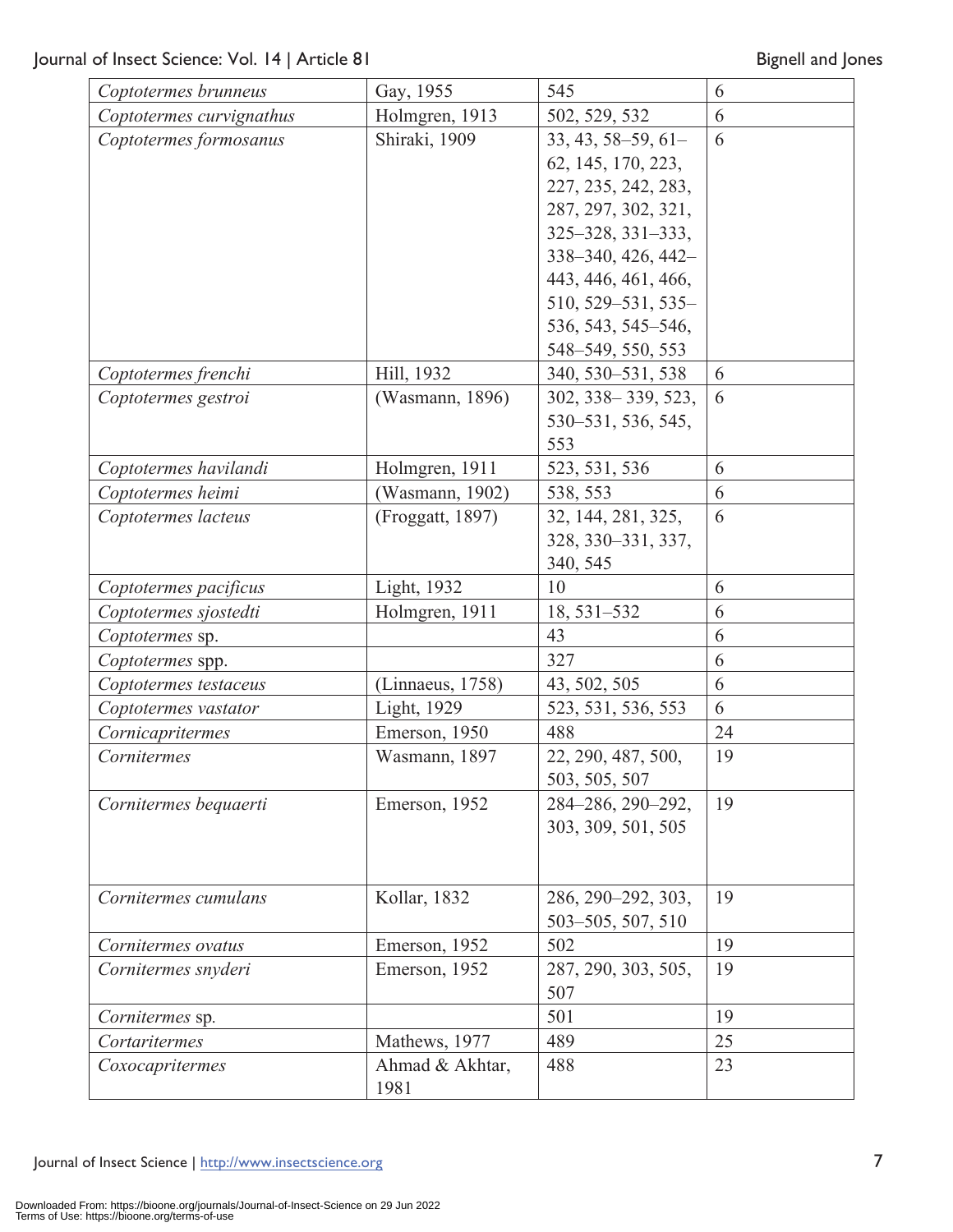| | | | |
|---|---|---|---|
| *Coptotermes brunneus* | Gay, 1955 | 545 | 6 |
| *Coptotermes curvignathus* | Holmgren, 1913 | 502, 529, 532 | 6 |
| *Coptotermes formosanus* | Shiraki, 1909 | 33, 43, 58–59, 61–62, 145, 170, 223, 227, 235, 242, 283, 287, 297, 302, 321, 325–328, 331–333, 338–340, 426, 442–443, 446, 461, 466, 510, 529–531, 535–536, 543, 545–546, 548–549, 550, 553 | 6 |
| *Coptotermes frenchi* | Hill, 1932 | 340, 530–531, 538 | 6 |
| *Coptotermes gestroi* | (Wasmann, 1896) | 302, 338– 339, 523, 530–531, 536, 545, 553 | 6 |
| *Coptotermes havilandi* | Holmgren, 1911 | 523, 531, 536 | 6 |
| *Coptotermes heimi* | (Wasmann, 1902) | 538, 553 | 6 |
| *Coptotermes lacteus* | (Froggatt, 1897) | 32, 144, 281, 325, 328, 330–331, 337, 340, 545 | 6 |
| *Coptotermes pacificus* | Light, 1932 | 10 | 6 |
| *Coptotermes sjostedti* | Holmgren, 1911 | 18, 531–532 | 6 |
| *Coptotermes* sp. | | 43 | 6 |
| *Coptotermes* spp. | | 327 | 6 |
| *Coptotermes testaceus* | (Linnaeus, 1758) | 43, 502, 505 | 6 |
| *Coptotermes vastator* | Light, 1929 | 523, 531, 536, 553 | 6 |
| *Cornicapritermes* | Emerson, 1950 | 488 | 24 |
| *Cornitermes* | Wasmann, 1897 | 22, 290, 487, 500, 503, 505, 507 | 19 |
| *Cornitermes bequaerti* | Emerson, 1952 | 284–286, 290–292, 303, 309, 501, 505 | 19 |
| *Cornitermes cumulans* | Kollar, 1832 | 286, 290–292, 303, 503–505, 507, 510 | 19 |
| *Cornitermes ovatus* | Emerson, 1952 | 502 | 19 |
| *Cornitermes snyderi* | Emerson, 1952 | 287, 290, 303, 505, 507 | 19 |
| *Cornitermes* sp. | | 501 | 19 |
| *Cortaritermes* | Mathews, 1977 | 489 | 25 |
| *Coxocapritermes* | Ahmad & Akhtar, 1981 | 488 | 23 |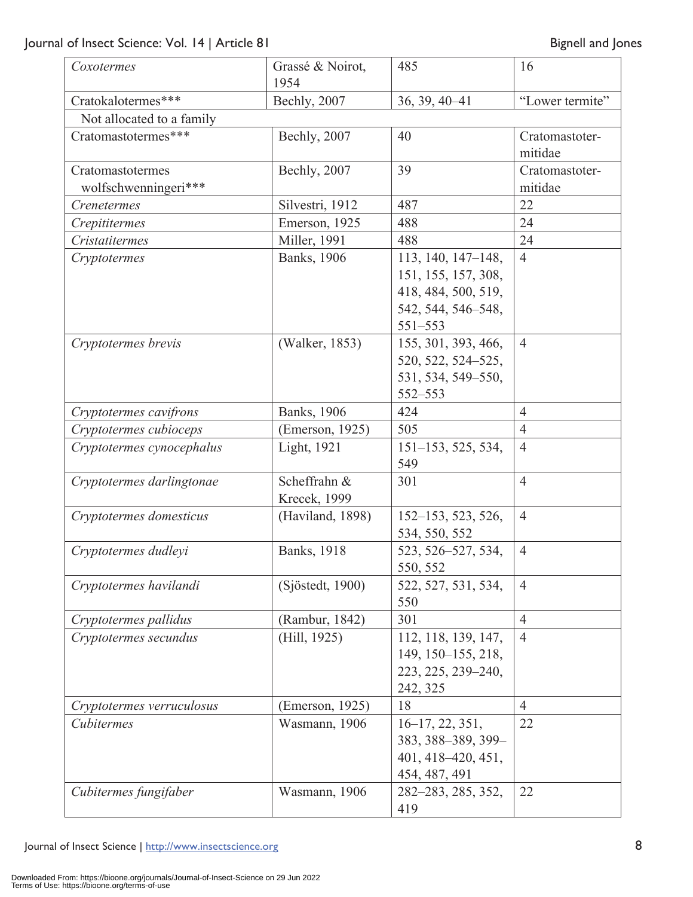| | | | |
|---|---|---|---|
| *Coxotermes* | Grassé & Noirot, 1954 | 485 | 16 |
| Cratokalotermes*** | Bechly, 2007 | 36, 39, 40–41 | “Lower termite” |
| Not allocated to a family | | | |
| Cratomastotermes*** | Bechly, 2007 | 40 | Cratomastotermitidae |
| Cratomastotermes wolfschwenningeri*** | Bechly, 2007 | 39 | Cratomastotermitidae |
| *Crenetermes* | Silvestri, 1912 | 487 | 22 |
| *Crepititermes* | Emerson, 1925 | 488 | 24 |
| *Cristatitermes* | Miller, 1991 | 488 | 24 |
| *Cryptotermes* | Banks, 1906 | 113, 140, 147–148, 151, 155, 157, 308, 418, 484, 500, 519, 542, 544, 546–548, 551–553 | 4 |
| *Cryptotermes brevis* | (Walker, 1853) | 155, 301, 393, 466, 520, 522, 524–525, 531, 534, 549–550, 552–553 | 4 |
| *Cryptotermes cavifrons* | Banks, 1906 | 424 | 4 |
| *Cryptotermes cubioceps* | (Emerson, 1925) | 505 | 4 |
| *Cryptotermes cynocephalus* | Light, 1921 | 151–153, 525, 534, 549 | 4 |
| *Cryptotermes darlingtonae* | Scheffrahn & Krecek, 1999 | 301 | 4 |
| *Cryptotermes domesticus* | (Haviland, 1898) | 152–153, 523, 526, 534, 550, 552 | 4 |
| *Cryptotermes dudleyi* | Banks, 1918 | 523, 526–527, 534, 550, 552 | 4 |
| *Cryptotermes havilandi* | (Sjöstedt, 1900) | 522, 527, 531, 534, 550 | 4 |
| *Cryptotermes pallidus* | (Rambur, 1842) | 301 | 4 |
| *Cryptotermes secundus* | (Hill, 1925) | 112, 118, 139, 147, 149, 150–155, 218, 223, 225, 239–240, 242, 325 | 4 |
| *Cryptotermes verruculosus* | (Emerson, 1925) | 18 | 4 |
| *Cubitermes* | Wasmann, 1906 | 16–17, 22, 351, 383, 388–389, 399–401, 418–420, 451, 454, 487, 491 | 22 |
| *Cubitermes fungifaber* | Wasmann, 1906 | 282–283, 285, 352, 419 | 22 |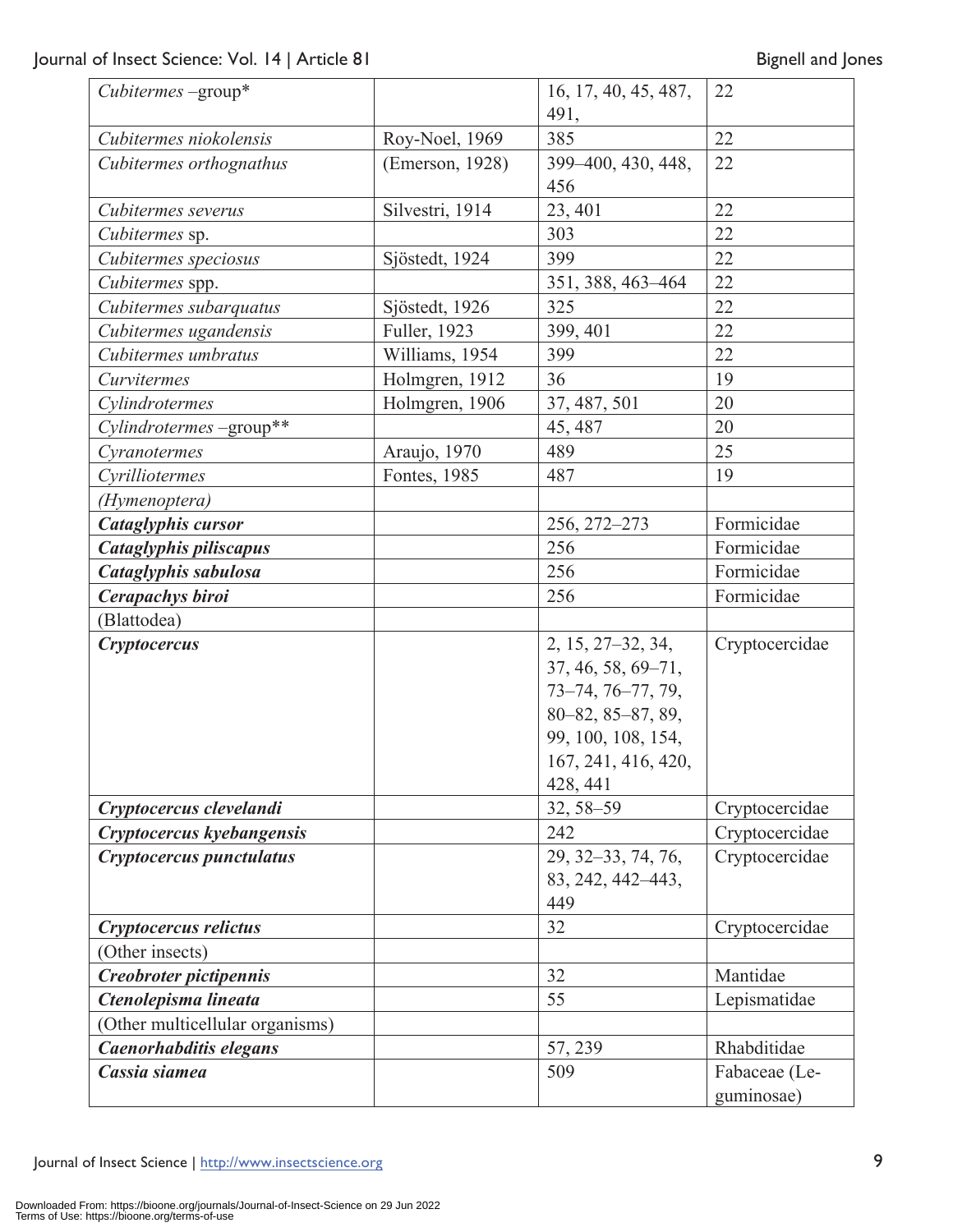| | | | |
|---|---|---|---|
| *Cubitermes* –group* | | 16, 17, 40, 45, 487, 491, | 22 |
| *Cubitermes niokolensis* | Roy-Noel, 1969 | 385 | 22 |
| *Cubitermes orthognathus* | (Emerson, 1928) | 399–400, 430, 448, 456 | 22 |
| *Cubitermes severus* | Silvestri, 1914 | 23, 401 | 22 |
| *Cubitermes* sp. | | 303 | 22 |
| *Cubitermes speciosus* | Sjöstedt, 1924 | 399 | 22 |
| *Cubitermes* spp. | | 351, 388, 463–464 | 22 |
| *Cubitermes subarquatus* | Sjöstedt, 1926 | 325 | 22 |
| *Cubitermes ugandensis* | Fuller, 1923 | 399, 401 | 22 |
| *Cubitermes umbratus* | Williams, 1954 | 399 | 22 |
| *Curvitermes* | Holmgren, 1912 | 36 | 19 |
| *Cylindrotermes* | Holmgren, 1906 | 37, 487, 501 | 20 |
| *Cylindrotermes* –group** | | 45, 487 | 20 |
| *Cyranotermes* | Araujo, 1970 | 489 | 25 |
| *Cyrilliotermes* | Fontes, 1985 | 487 | 19 |
| *(Hymenoptera)* | | | |
| ***Cataglyphis cursor*** | | 256, 272–273 | Formicidae |
| ***Cataglyphis piliscapus*** | | 256 | Formicidae |
| ***Cataglyphis sabulosa*** | | 256 | Formicidae |
| ***Cerapachys biroi*** | | 256 | Formicidae |
| (Blattodea) | | | |
| ***Cryptocercus*** | | 2, 15, 27–32, 34, 37, 46, 58, 69–71, 73–74, 76–77, 79, 80–82, 85–87, 89, 99, 100, 108, 154, 167, 241, 416, 420, 428, 441 | Cryptocercidae |
| ***Cryptocercus clevelandi*** | | 32, 58–59 | Cryptocercidae |
| ***Cryptocercus kyebangensis*** | | 242 | Cryptocercidae |
| ***Cryptocercus punctulatus*** | | 29, 32–33, 74, 76, 83, 242, 442–443, 449 | Cryptocercidae |
| ***Cryptocercus relictus*** | | 32 | Cryptocercidae |
| (Other insects) | | | |
| ***Creobroter pictipennis*** | | 32 | Mantidae |
| ***Ctenolepisma lineata*** | | 55 | Lepismatidae |
| (Other multicellular organisms) | | | |
| ***Caenorhabditis elegans*** | | 57, 239 | Rhabditidae |
| ***Cassia siamea*** | | 509 | Fabaceae (Leguminosae) |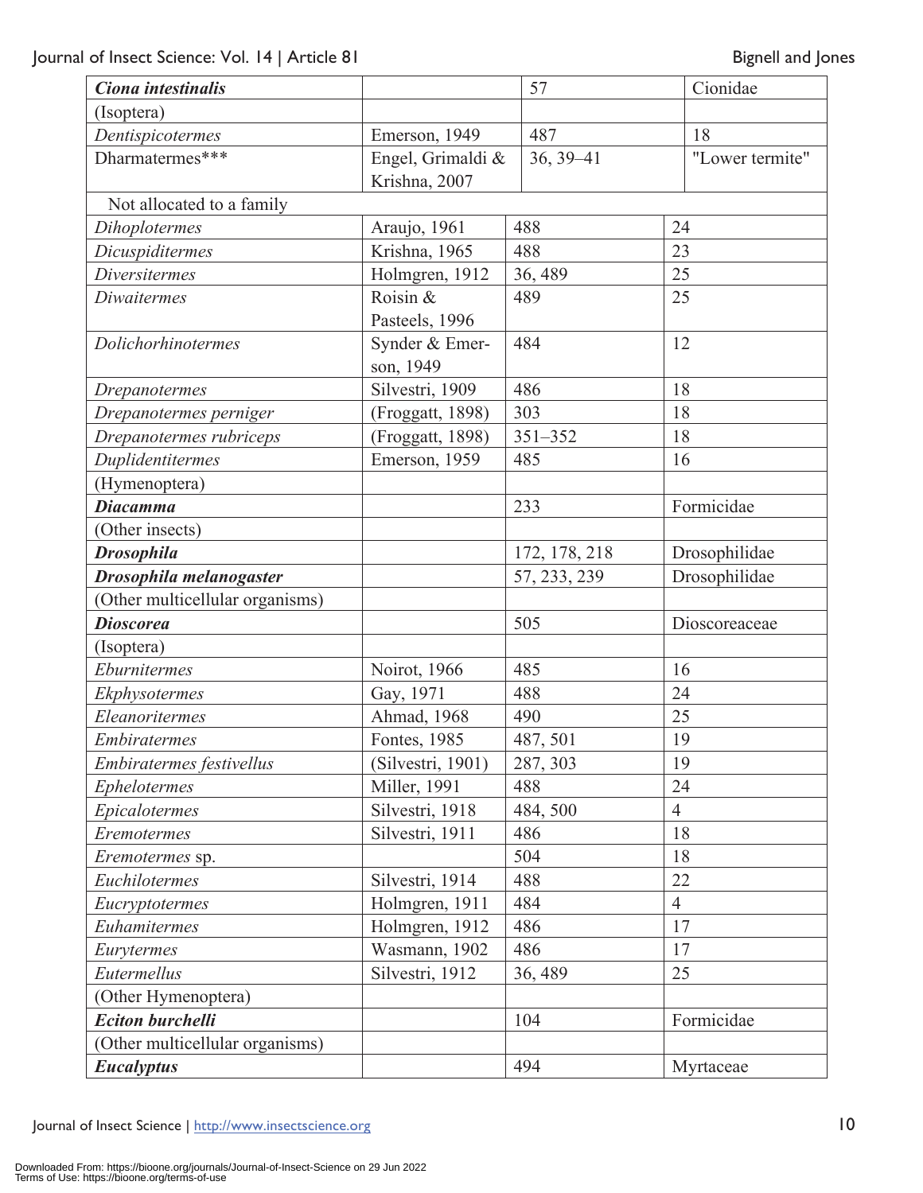| | | | |
|---|---|---|---|
| ***Ciona intestinalis*** | | 57 | Cionidae |
| (Isoptera) | | | |
| *Dentispicotermes* | Emerson, 1949 | 487 | 18 |
| Dharmatermes*** | Engel, Grimaldi & Krishna, 2007 | 36, 39–41 | "Lower termite" |
| Not allocated to a family | | | |
| *Dihoplotermes* | Araujo, 1961 | 488 | 24 |
| *Dicuspiditermes* | Krishna, 1965 | 488 | 23 |
| *Diversitermes* | Holmgren, 1912 | 36, 489 | 25 |
| *Diwaitermes* | Roisin & Pasteels, 1996 | 489 | 25 |
| *Dolichorhinotermes* | Synder & Emerson, 1949 | 484 | 12 |
| *Drepanotermes* | Silvestri, 1909 | 486 | 18 |
| *Drepanotermes perniger* | (Froggatt, 1898) | 303 | 18 |
| *Drepanotermes rubriceps* | (Froggatt, 1898) | 351–352 | 18 |
| *Duplidentitermes* | Emerson, 1959 | 485 | 16 |
| (Hymenoptera) | | | |
| ***Diacamma*** | | 233 | Formicidae |
| (Other insects) | | | |
| ***Drosophila*** | | 172, 178, 218 | Drosophilidae |
| ***Drosophila melanogaster*** | | 57, 233, 239 | Drosophilidae |
| (Other multicellular organisms) | | | |
| ***Dioscorea*** | | 505 | Dioscoreaceae |
| (Isoptera) | | | |
| *Eburnitermes* | Noirot, 1966 | 485 | 16 |
| *Ekphysotermes* | Gay, 1971 | 488 | 24 |
| *Eleanoritermes* | Ahmad, 1968 | 490 | 25 |
| *Embiratermes* | Fontes, 1985 | 487, 501 | 19 |
| *Embiratermes festivellus* | (Silvestri, 1901) | 287, 303 | 19 |
| *Ephelotermes* | Miller, 1991 | 488 | 24 |
| *Epicalotermes* | Silvestri, 1918 | 484, 500 | 4 |
| *Eremotermes* | Silvestri, 1911 | 486 | 18 |
| *Eremotermes* sp. | | 504 | 18 |
| *Euchilotermes* | Silvestri, 1914 | 488 | 22 |
| *Eucryptotermes* | Holmgren, 1911 | 484 | 4 |
| *Euhamitermes* | Holmgren, 1912 | 486 | 17 |
| *Eurytermes* | Wasmann, 1902 | 486 | 17 |
| *Eutermellus* | Silvestri, 1912 | 36, 489 | 25 |
| (Other Hymenoptera) | | | |
| ***Eciton burchelli*** | | 104 | Formicidae |
| (Other multicellular organisms) | | | |
| ***Eucalyptus*** | | 494 | Myrtaceae |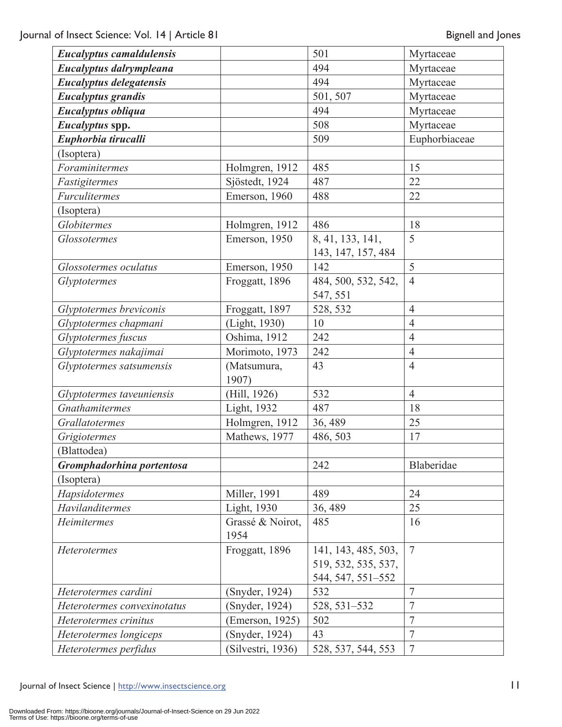| | | | |
|---|---|---|---|
| ***Eucalyptus camaldulensis*** | | 501 | Myrtaceae |
| ***Eucalyptus dalrympleana*** | | 494 | Myrtaceae |
| ***Eucalyptus delegatensis*** | | 494 | Myrtaceae |
| ***Eucalyptus grandis*** | | 501, 507 | Myrtaceae |
| ***Eucalyptus obliqua*** | | 494 | Myrtaceae |
| ***Eucalyptus* spp.** | | 508 | Myrtaceae |
| ***Euphorbia tirucalli*** | | 509 | Euphorbiaceae |
| (Isoptera) | | | |
| *Foraminitermes* | Holmgren, 1912 | 485 | 15 |
| *Fastigitermes* | Sjöstedt, 1924 | 487 | 22 |
| *Furculitermes* | Emerson, 1960 | 488 | 22 |
| (Isoptera) | | | |
| *Globitermes* | Holmgren, 1912 | 486 | 18 |
| *Glossotermes* | Emerson, 1950 | 8, 41, 133, 141, 143, 147, 157, 484 | 5 |
| *Glossotermes oculatus* | Emerson, 1950 | 142 | 5 |
| *Glyptotermes* | Froggatt, 1896 | 484, 500, 532, 542, 547, 551 | 4 |
| *Glyptotermes breviconis* | Froggatt, 1897 | 528, 532 | 4 |
| *Glyptotermes chapmani* | (Light, 1930) | 10 | 4 |
| *Glyptotermes fuscus* | Oshima, 1912 | 242 | 4 |
| *Glyptotermes nakajimai* | Morimoto, 1973 | 242 | 4 |
| *Glyptotermes satsumensis* | (Matsumura, 1907) | 43 | 4 |
| *Glyptotermes taveuniensis* | (Hill, 1926) | 532 | 4 |
| *Gnathamitermes* | Light, 1932 | 487 | 18 |
| *Grallatotermes* | Holmgren, 1912 | 36, 489 | 25 |
| *Grigiotermes* | Mathews, 1977 | 486, 503 | 17 |
| (Blattodea) | | | |
| ***Gromphadorhina portentosa*** | | 242 | Blaberidae |
| (Isoptera) | | | |
| *Hapsidotermes* | Miller, 1991 | 489 | 24 |
| *Havilanditermes* | Light, 1930 | 36, 489 | 25 |
| *Heimitermes* | Grassé & Noirot, 1954 | 485 | 16 |
| *Heterotermes* | Froggatt, 1896 | 141, 143, 485, 503, 519, 532, 535, 537, 544, 547, 551–552 | 7 |
| *Heterotermes cardini* | (Snyder, 1924) | 532 | 7 |
| *Heterotermes convexinotatus* | (Snyder, 1924) | 528, 531–532 | 7 |
| *Heterotermes crinitus* | (Emerson, 1925) | 502 | 7 |
| *Heterotermes longiceps* | (Snyder, 1924) | 43 | 7 |
| *Heterotermes perfidus* | (Silvestri, 1936) | 528, 537, 544, 553 | 7 |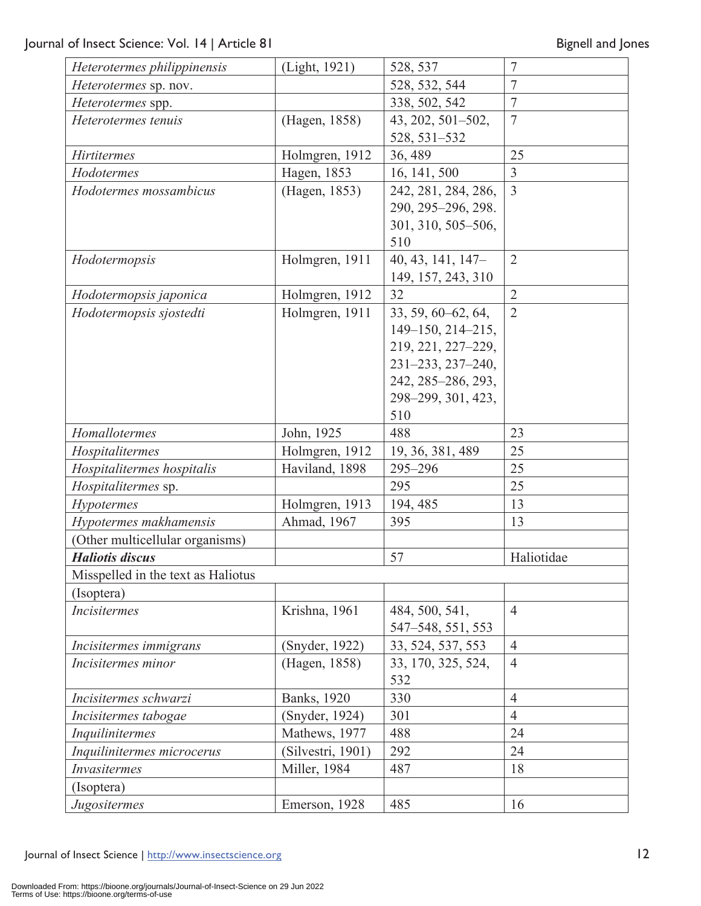| | | | |
|---|---|---|---|
| *Heterotermes philippinensis* | (Light, 1921) | 528, 537 | 7 |
| *Heterotermes* sp. nov. | | 528, 532, 544 | 7 |
| *Heterotermes* spp. | | 338, 502, 542 | 7 |
| *Heterotermes tenuis* | (Hagen, 1858) | 43, 202, 501–502, 528, 531–532 | 7 |
| *Hirtitermes* | Holmgren, 1912 | 36, 489 | 25 |
| *Hodotermes* | Hagen, 1853 | 16, 141, 500 | 3 |
| *Hodotermes mossambicus* | (Hagen, 1853) | 242, 281, 284, 286, 290, 295–296, 298. 301, 310, 505–506, 510 | 3 |
| *Hodotermopsis* | Holmgren, 1911 | 40, 43, 141, 147–149, 157, 243, 310 | 2 |
| *Hodotermopsis japonica* | Holmgren, 1912 | 32 | 2 |
| *Hodotermopsis sjostedti* | Holmgren, 1911 | 33, 59, 60–62, 64, 149–150, 214–215, 219, 221, 227–229, 231–233, 237–240, 242, 285–286, 293, 298–299, 301, 423, 510 | 2 |
| *Homallotermes* | John, 1925 | 488 | 23 |
| *Hospitalitermes* | Holmgren, 1912 | 19, 36, 381, 489 | 25 |
| *Hospitalitermes hospitalis* | Haviland, 1898 | 295–296 | 25 |
| *Hospitalitermes* sp. | | 295 | 25 |
| *Hypotermes* | Holmgren, 1913 | 194, 485 | 13 |
| *Hypotermes makhamensis* | Ahmad, 1967 | 395 | 13 |
| (Other multicellular organisms) | | | |
| ***Haliotis discus*** | | 57 | Haliotidae |
| Misspelled in the text as Haliotus | | | |
| (Isoptera) | | | |
| *Incisitermes* | Krishna, 1961 | 484, 500, 541, 547–548, 551, 553 | 4 |
| *Incisitermes immigrans* | (Snyder, 1922) | 33, 524, 537, 553 | 4 |
| *Incisitermes minor* | (Hagen, 1858) | 33, 170, 325, 524, 532 | 4 |
| *Incisitermes schwarzi* | Banks, 1920 | 330 | 4 |
| *Incisitermes tabogae* | (Snyder, 1924) | 301 | 4 |
| *Inquilinitermes* | Mathews, 1977 | 488 | 24 |
| *Inquilinitermes microcerus* | (Silvestri, 1901) | 292 | 24 |
| *Invasitermes* | Miller, 1984 | 487 | 18 |
| (Isoptera) | | | |
| *Jugositermes* | Emerson, 1928 | 485 | 16 |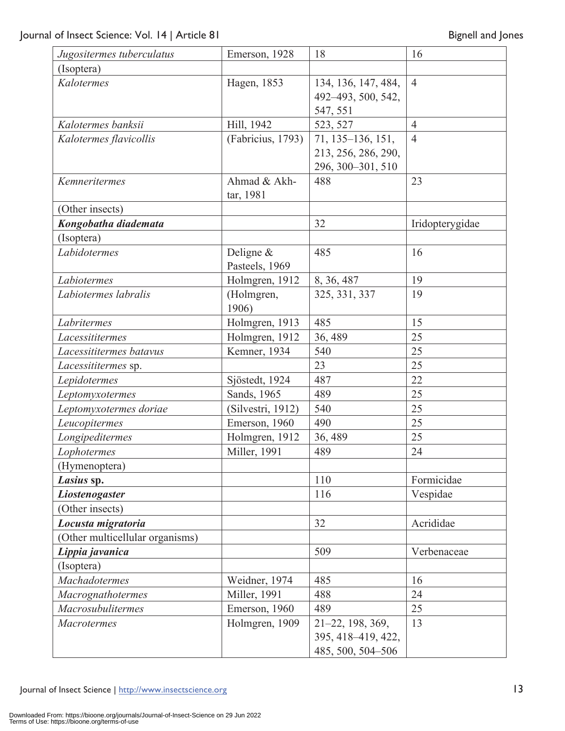| | | | |
|---|---|---|---|
| *Jugositermes tuberculatus* | Emerson, 1928 | 18 | 16 |
| (Isoptera) | | | |
| *Kalotermes* | Hagen, 1853 | 134, 136, 147, 484, 492–493, 500, 542, 547, 551 | 4 |
| *Kalotermes banksii* | Hill, 1942 | 523, 527 | 4 |
| *Kalotermes flavicollis* | (Fabricius, 1793) | 71, 135–136, 151, 213, 256, 286, 290, 296, 300–301, 510 | 4 |
| *Kemneritermes* | Ahmad & Akhtar, 1981 | 488 | 23 |
| (Other insects) | | | |
| ***Kongobatha diademata*** | | 32 | Iridopterygidae |
| (Isoptera) | | | |
| *Labidotermes* | Deligne & Pasteels, 1969 | 485 | 16 |
| *Labiotermes* | Holmgren, 1912 | 8, 36, 487 | 19 |
| *Labiotermes labralis* | (Holmgren, 1906) | 325, 331, 337 | 19 |
| *Labritermes* | Holmgren, 1913 | 485 | 15 |
| *Lacessititermes* | Holmgren, 1912 | 36, 489 | 25 |
| *Lacessititermes batavus* | Kemner, 1934 | 540 | 25 |
| *Lacessititermes* sp. | | 23 | 25 |
| *Lepidotermes* | Sjöstedt, 1924 | 487 | 22 |
| *Leptomyxotermes* | Sands, 1965 | 489 | 25 |
| *Leptomyxotermes doriae* | (Silvestri, 1912) | 540 | 25 |
| *Leucopitermes* | Emerson, 1960 | 490 | 25 |
| *Longipeditermes* | Holmgren, 1912 | 36, 489 | 25 |
| *Lophotermes* | Miller, 1991 | 489 | 24 |
| (Hymenoptera) | | | |
| ***Lasius* sp.** | | 110 | Formicidae |
| ***Liostenogaster*** | | 116 | Vespidae |
| (Other insects) | | | |
| ***Locusta migratoria*** | | 32 | Acrididae |
| (Other multicellular organisms) | | | |
| ***Lippia javanica*** | | 509 | Verbenaceae |
| (Isoptera) | | | |
| *Machadotermes* | Weidner, 1974 | 485 | 16 |
| *Macrognathotermes* | Miller, 1991 | 488 | 24 |
| *Macrosubulitermes* | Emerson, 1960 | 489 | 25 |
| *Macrotermes* | Holmgren, 1909 | 21–22, 198, 369, 395, 418–419, 422, 485, 500, 504–506 | 13 |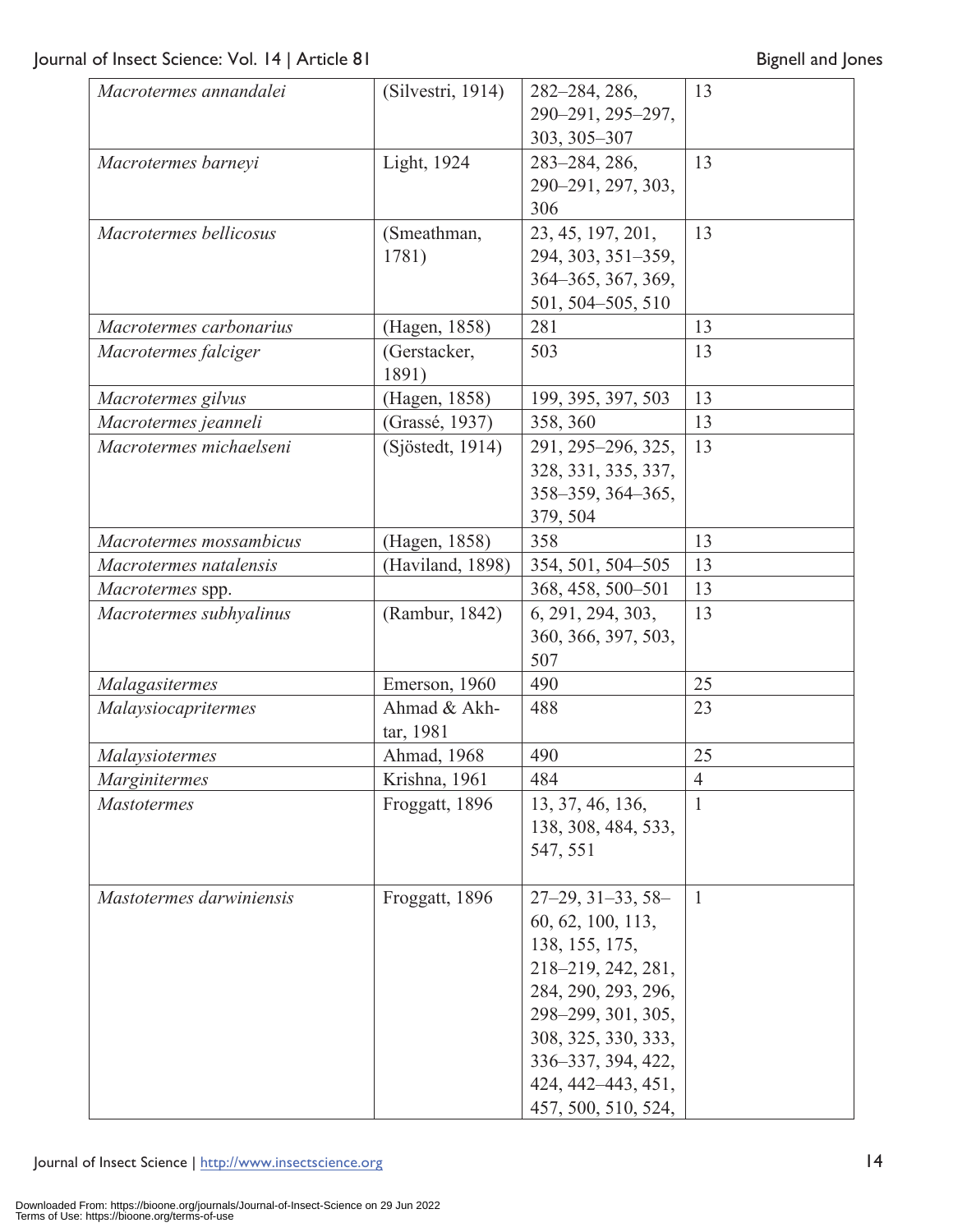| | | | |
|---|---|---|---|
| *Macrotermes annandalei* | (Silvestri, 1914) | 282–284, 286, 290–291, 295–297, 303, 305–307 | 13 |
| *Macrotermes barneyi* | Light, 1924 | 283–284, 286, 290–291, 297, 303, 306 | 13 |
| *Macrotermes bellicosus* | (Smeathman, 1781) | 23, 45, 197, 201, 294, 303, 351–359, 364–365, 367, 369, 501, 504–505, 510 | 13 |
| *Macrotermes carbonarius* | (Hagen, 1858) | 281 | 13 |
| *Macrotermes falciger* | (Gerstacker, 1891) | 503 | 13 |
| *Macrotermes gilvus* | (Hagen, 1858) | 199, 395, 397, 503 | 13 |
| *Macrotermes jeanneli* | (Grassé, 1937) | 358, 360 | 13 |
| *Macrotermes michaelseni* | (Sjöstedt, 1914) | 291, 295–296, 325, 328, 331, 335, 337, 358–359, 364–365, 379, 504 | 13 |
| *Macrotermes mossambicus* | (Hagen, 1858) | 358 | 13 |
| *Macrotermes natalensis* | (Haviland, 1898) | 354, 501, 504–505 | 13 |
| *Macrotermes* spp. | | 368, 458, 500–501 | 13 |
| *Macrotermes subhyalinus* | (Rambur, 1842) | 6, 291, 294, 303, 360, 366, 397, 503, 507 | 13 |
| *Malagasitermes* | Emerson, 1960 | 490 | 25 |
| *Malaysiocapritermes* | Ahmad & Akhtar, 1981 | 488 | 23 |
| *Malaysiotermes* | Ahmad, 1968 | 490 | 25 |
| *Marginitermes* | Krishna, 1961 | 484 | 4 |
| *Mastotermes* | Froggatt, 1896 | 13, 37, 46, 136, 138, 308, 484, 533, 547, 551 | 1 |
| *Mastotermes darwiniensis* | Froggatt, 1896 | 27–29, 31–33, 58–60, 62, 100, 113, 138, 155, 175, 218–219, 242, 281, 284, 290, 293, 296, 298–299, 301, 305, 308, 325, 330, 333, 336–337, 394, 422, 424, 442–443, 451, 457, 500, 510, 524, | 1 |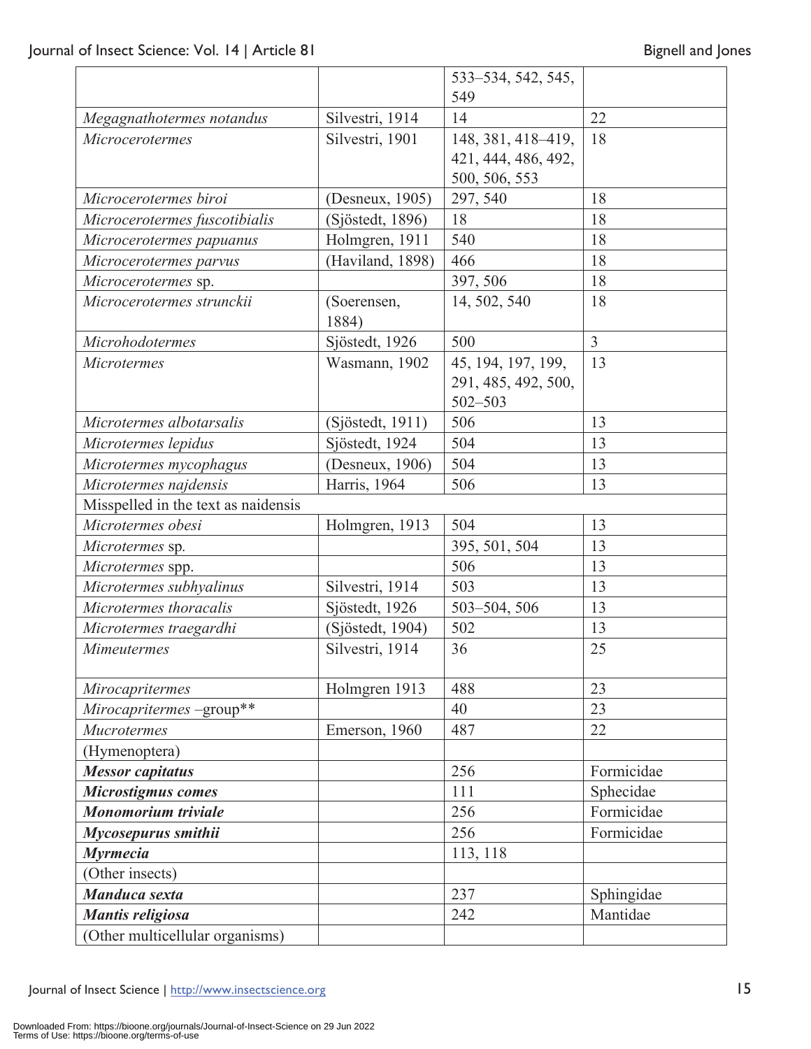| | | | |
|---|---|---|---|
| | | 533–534, 542, 545, 549 | |
| *Megagnathotermes notandus* | Silvestri, 1914 | 14 | 22 |
| *Microcerotermes* | Silvestri, 1901 | 148, 381, 418–419, 421, 444, 486, 492, 500, 506, 553 | 18 |
| *Microcerotermes biroi* | (Desneux, 1905) | 297, 540 | 18 |
| *Microcerotermes fuscotibialis* | (Sjöstedt, 1896) | 18 | 18 |
| *Microcerotermes papuanus* | Holmgren, 1911 | 540 | 18 |
| *Microcerotermes parvus* | (Haviland, 1898) | 466 | 18 |
| *Microcerotermes* sp. | | 397, 506 | 18 |
| *Microcerotermes strunckii* | (Soerensen, 1884) | 14, 502, 540 | 18 |
| *Microhodotermes* | Sjöstedt, 1926 | 500 | 3 |
| *Microtermes* | Wasmann, 1902 | 45, 194, 197, 199, 291, 485, 492, 500, 502–503 | 13 |
| *Microtermes albotarsalis* | (Sjöstedt, 1911) | 506 | 13 |
| *Microtermes lepidus* | Sjöstedt, 1924 | 504 | 13 |
| *Microtermes mycophagus* | (Desneux, 1906) | 504 | 13 |
| *Microtermes najdensis* | Harris, 1964 | 506 | 13 |
| Misspelled in the text as naidensis | | | |
| *Microtermes obesi* | Holmgren, 1913 | 504 | 13 |
| *Microtermes* sp. | | 395, 501, 504 | 13 |
| *Microtermes* spp. | | 506 | 13 |
| *Microtermes subhyalinus* | Silvestri, 1914 | 503 | 13 |
| *Microtermes thoracalis* | Sjöstedt, 1926 | 503–504, 506 | 13 |
| *Microtermes traegardhi* | (Sjöstedt, 1904) | 502 | 13 |
| *Mimeutermes* | Silvestri, 1914 | 36 | 25 |
| *Mirocapritermes* | Holmgren 1913 | 488 | 23 |
| *Mirocapritermes* –group** | | 40 | 23 |
| *Mucrotermes* | Emerson, 1960 | 487 | 22 |
| (Hymenoptera) | | | |
| ***Messor capitatus*** | | 256 | Formicidae |
| ***Microstigmus comes*** | | 111 | Sphecidae |
| ***Monomorium triviale*** | | 256 | Formicidae |
| ***Mycosepurus smithii*** | | 256 | Formicidae |
| ***Myrmecia*** | | 113, 118 | |
| (Other insects) | | | |
| ***Manduca sexta*** | | 237 | Sphingidae |
| ***Mantis religiosa*** | | 242 | Mantidae |
| (Other multicellular organisms) | | | |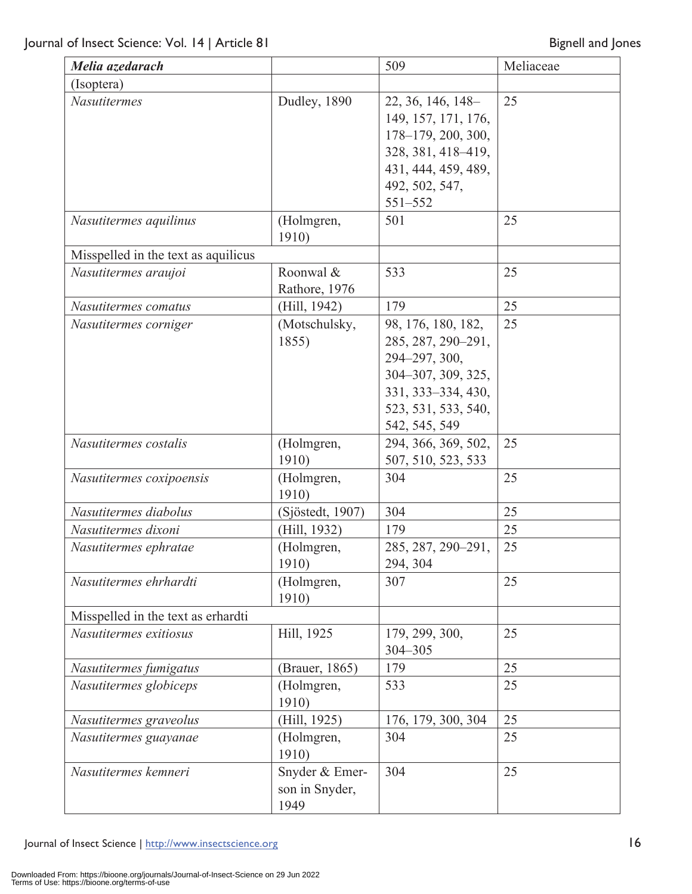| **_Melia azedarach_** | | 509 | Meliaceae |
|---|---|---|---|
| (Isoptera) | | | |
| _Nasutitermes_ | Dudley, 1890 | 22, 36, 146, 148–149, 157, 171, 176, 178–179, 200, 300, 328, 381, 418–419, 431, 444, 459, 489, 492, 502, 547, 551–552 | 25 |
| _Nasutitermes aquilinus_ | (Holmgren, 1910) | 501 | 25 |
| Misspelled in the text as aquilicus | | | |
| _Nasutitermes araujoi_ | Roonwal & Rathore, 1976 | 533 | 25 |
| _Nasutitermes comatus_ | (Hill, 1942) | 179 | 25 |
| _Nasutitermes corniger_ | (Motschulsky, 1855) | 98, 176, 180, 182, 285, 287, 290–291, 294–297, 300, 304–307, 309, 325, 331, 333–334, 430, 523, 531, 533, 540, 542, 545, 549 | 25 |
| _Nasutitermes costalis_ | (Holmgren, 1910) | 294, 366, 369, 502, 507, 510, 523, 533 | 25 |
| _Nasutitermes coxipoensis_ | (Holmgren, 1910) | 304 | 25 |
| _Nasutitermes diabolus_ | (Sjöstedt, 1907) | 304 | 25 |
| _Nasutitermes dixoni_ | (Hill, 1932) | 179 | 25 |
| _Nasutitermes ephratae_ | (Holmgren, 1910) | 285, 287, 290–291, 294, 304 | 25 |
| _Nasutitermes ehrhardti_ | (Holmgren, 1910) | 307 | 25 |
| Misspelled in the text as erhardti | | | |
| _Nasutitermes exitiosus_ | Hill, 1925 | 179, 299, 300, 304–305 | 25 |
| _Nasutitermes fumigatus_ | (Brauer, 1865) | 179 | 25 |
| _Nasutitermes globiceps_ | (Holmgren, 1910) | 533 | 25 |
| _Nasutitermes graveolus_ | (Hill, 1925) | 176, 179, 300, 304 | 25 |
| _Nasutitermes guayanae_ | (Holmgren, 1910) | 304 | 25 |
| _Nasutitermes kemneri_ | Snyder & Emerson in Snyder, 1949 | 304 | 25 |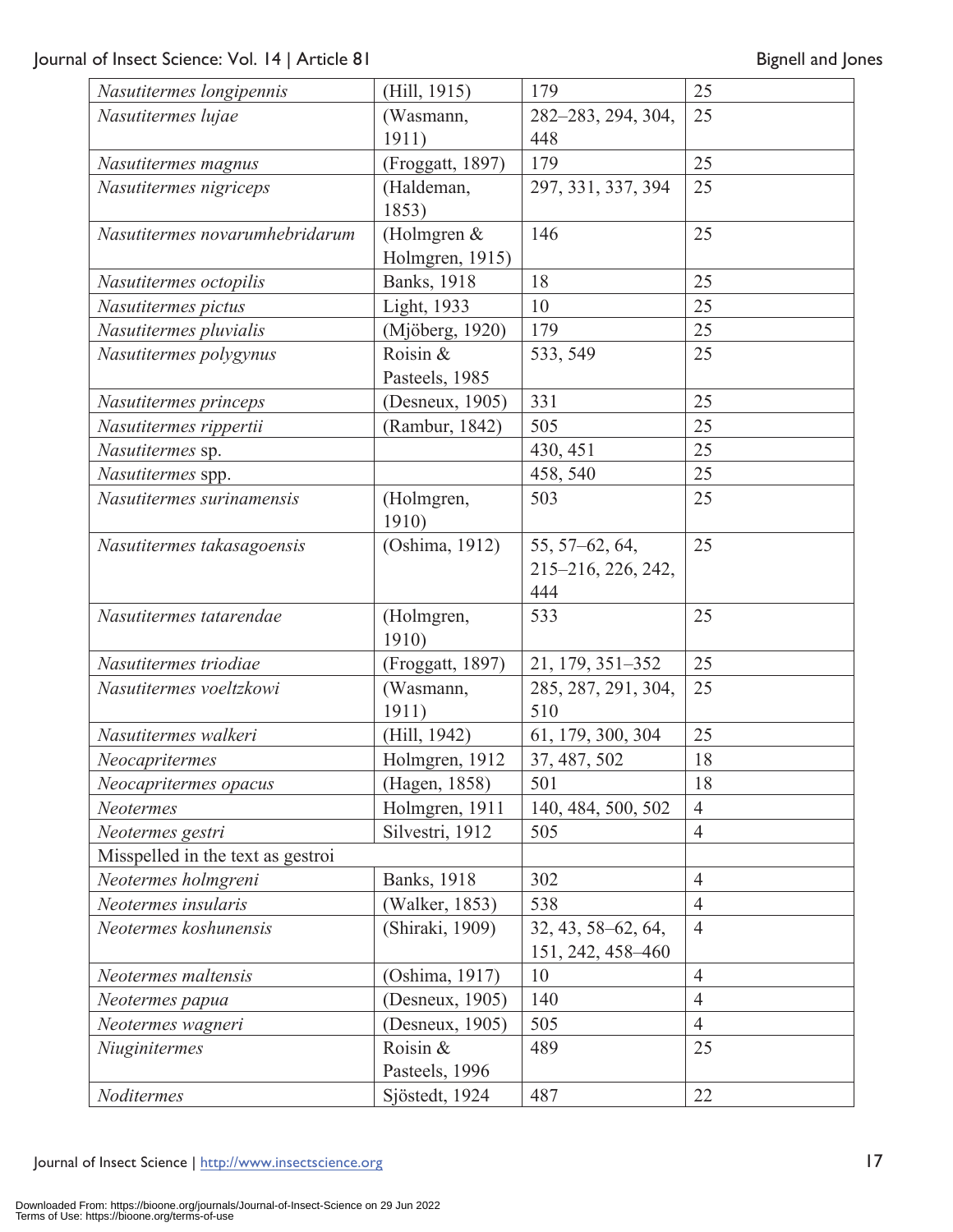| | | | |
|---|---|---|---|
| *Nasutitermes longipennis* | (Hill, 1915) | 179 | 25 |
| *Nasutitermes lujae* | (Wasmann, 1911) | 282–283, 294, 304, 448 | 25 |
| *Nasutitermes magnus* | (Froggatt, 1897) | 179 | 25 |
| *Nasutitermes nigriceps* | (Haldeman, 1853) | 297, 331, 337, 394 | 25 |
| *Nasutitermes novarumhebridarum* | (Holmgren & Holmgren, 1915) | 146 | 25 |
| *Nasutitermes octopilis* | Banks, 1918 | 18 | 25 |
| *Nasutitermes pictus* | Light, 1933 | 10 | 25 |
| *Nasutitermes pluvialis* | (Mjöberg, 1920) | 179 | 25 |
| *Nasutitermes polygynus* | Roisin & Pasteels, 1985 | 533, 549 | 25 |
| *Nasutitermes princeps* | (Desneux, 1905) | 331 | 25 |
| *Nasutitermes rippertii* | (Rambur, 1842) | 505 | 25 |
| *Nasutitermes* sp. | | 430, 451 | 25 |
| *Nasutitermes* spp. | | 458, 540 | 25 |
| *Nasutitermes surinamensis* | (Holmgren, 1910) | 503 | 25 |
| *Nasutitermes takasagoensis* | (Oshima, 1912) | 55, 57–62, 64, 215–216, 226, 242, 444 | 25 |
| *Nasutitermes tatarendae* | (Holmgren, 1910) | 533 | 25 |
| *Nasutitermes triodiae* | (Froggatt, 1897) | 21, 179, 351–352 | 25 |
| *Nasutitermes voeltzkowi* | (Wasmann, 1911) | 285, 287, 291, 304, 510 | 25 |
| *Nasutitermes walkeri* | (Hill, 1942) | 61, 179, 300, 304 | 25 |
| *Neocapritermes* | Holmgren, 1912 | 37, 487, 502 | 18 |
| *Neocapritermes opacus* | (Hagen, 1858) | 501 | 18 |
| *Neotermes* | Holmgren, 1911 | 140, 484, 500, 502 | 4 |
| *Neotermes gestri* | Silvestri, 1912 | 505 | 4 |
| Misspelled in the text as gestroi | | | |
| *Neotermes holmgreni* | Banks, 1918 | 302 | 4 |
| *Neotermes insularis* | (Walker, 1853) | 538 | 4 |
| *Neotermes koshunensis* | (Shiraki, 1909) | 32, 43, 58–62, 64, 151, 242, 458–460 | 4 |
| *Neotermes maltensis* | (Oshima, 1917) | 10 | 4 |
| *Neotermes papua* | (Desneux, 1905) | 140 | 4 |
| *Neotermes wagneri* | (Desneux, 1905) | 505 | 4 |
| *Niuginitermes* | Roisin & Pasteels, 1996 | 489 | 25 |
| *Noditermes* | Sjöstedt, 1924 | 487 | 22 |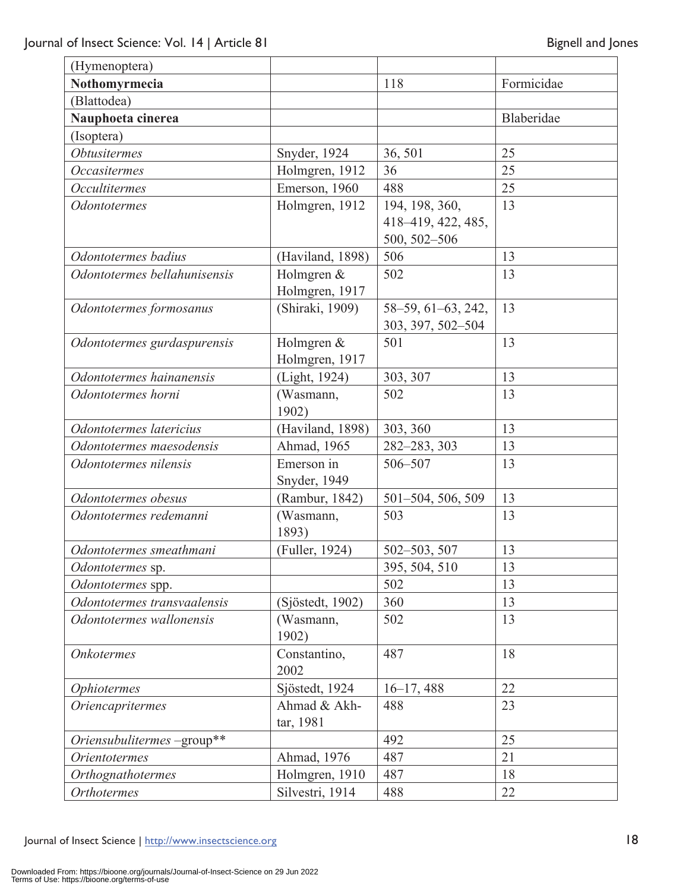| (Hymenoptera) | | | |
|---|---|---|---|
| **Nothomyrmecia** | | 118 | Formicidae |
| (Blattodea) | | | |
| **Nauphoeta cinerea** | | | Blaberidae |
| (Isoptera) | | | |
| *Obtusitermes* | Snyder, 1924 | 36, 501 | 25 |
| *Occasitermes* | Holmgren, 1912 | 36 | 25 |
| *Occultitermes* | Emerson, 1960 | 488 | 25 |
| *Odontotermes* | Holmgren, 1912 | 194, 198, 360, 418–419, 422, 485, 500, 502–506 | 13 |
| *Odontotermes badius* | (Haviland, 1898) | 506 | 13 |
| *Odontotermes bellahunisensis* | Holmgren & Holmgren, 1917 | 502 | 13 |
| *Odontotermes formosanus* | (Shiraki, 1909) | 58–59, 61–63, 242, 303, 397, 502–504 | 13 |
| *Odontotermes gurdaspurensis* | Holmgren & Holmgren, 1917 | 501 | 13 |
| *Odontotermes hainanensis* | (Light, 1924) | 303, 307 | 13 |
| *Odontotermes horni* | (Wasmann, 1902) | 502 | 13 |
| *Odontotermes latericius* | (Haviland, 1898) | 303, 360 | 13 |
| *Odontotermes maesodensis* | Ahmad, 1965 | 282–283, 303 | 13 |
| *Odontotermes nilensis* | Emerson in Snyder, 1949 | 506–507 | 13 |
| *Odontotermes obesus* | (Rambur, 1842) | 501–504, 506, 509 | 13 |
| *Odontotermes redemanni* | (Wasmann, 1893) | 503 | 13 |
| *Odontotermes smeathmani* | (Fuller, 1924) | 502–503, 507 | 13 |
| *Odontotermes* sp. | | 395, 504, 510 | 13 |
| *Odontotermes* spp. | | 502 | 13 |
| *Odontotermes transvaalensis* | (Sjöstedt, 1902) | 360 | 13 |
| *Odontotermes wallonensis* | (Wasmann, 1902) | 502 | 13 |
| *Onkotermes* | Constantino, 2002 | 487 | 18 |
| *Ophiotermes* | Sjöstedt, 1924 | 16–17, 488 | 22 |
| *Oriencapritermes* | Ahmad & Akhtar, 1981 | 488 | 23 |
| *Oriensubulitermes* –group** | | 492 | 25 |
| *Orientotermes* | Ahmad, 1976 | 487 | 21 |
| *Orthognathotermes* | Holmgren, 1910 | 487 | 18 |
| *Orthotermes* | Silvestri, 1914 | 488 | 22 |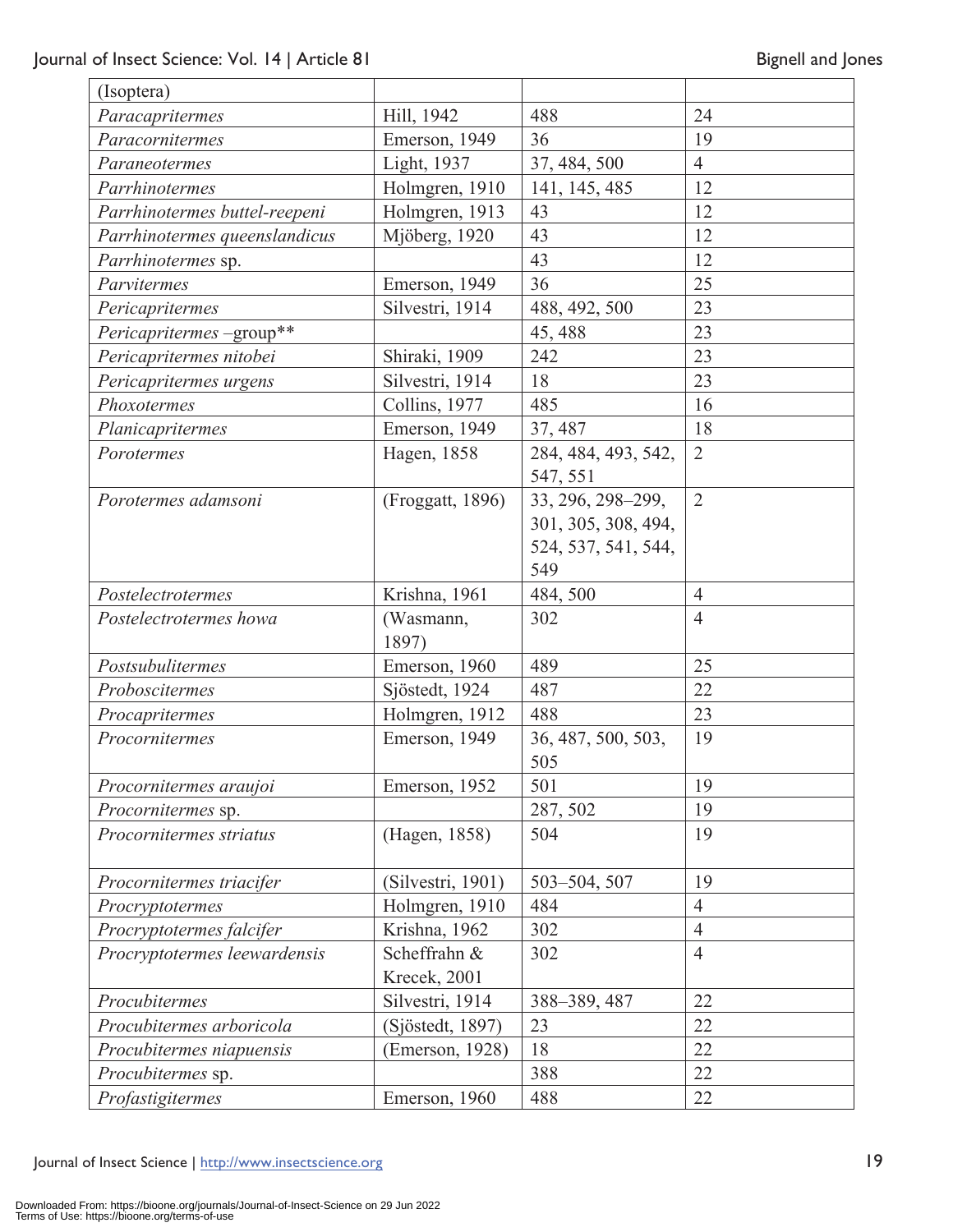| (Isoptera) | | | |
|---|---|---|---|
| *Paracapritermes* | Hill, 1942 | 488 | 24 |
| *Paracornitermes* | Emerson, 1949 | 36 | 19 |
| *Paraneotermes* | Light, 1937 | 37, 484, 500 | 4 |
| *Parrhinotermes* | Holmgren, 1910 | 141, 145, 485 | 12 |
| *Parrhinotermes buttel-reepeni* | Holmgren, 1913 | 43 | 12 |
| *Parrhinotermes queenslandicus* | Mjöberg, 1920 | 43 | 12 |
| *Parrhinotermes* sp. | | 43 | 12 |
| *Parvitermes* | Emerson, 1949 | 36 | 25 |
| *Pericapritermes* | Silvestri, 1914 | 488, 492, 500 | 23 |
| *Pericapritermes* –group** | | 45, 488 | 23 |
| *Pericapritermes nitobei* | Shiraki, 1909 | 242 | 23 |
| *Pericapritermes urgens* | Silvestri, 1914 | 18 | 23 |
| *Phoxotermes* | Collins, 1977 | 485 | 16 |
| *Planicapritermes* | Emerson, 1949 | 37, 487 | 18 |
| *Porotermes* | Hagen, 1858 | 284, 484, 493, 542, 547, 551 | 2 |
| *Porotermes adamsoni* | (Froggatt, 1896) | 33, 296, 298–299, 301, 305, 308, 494, 524, 537, 541, 544, 549 | 2 |
| *Postelectrotermes* | Krishna, 1961 | 484, 500 | 4 |
| *Postelectrotermes howa* | (Wasmann, 1897) | 302 | 4 |
| *Postsubulitermes* | Emerson, 1960 | 489 | 25 |
| *Proboscitermes* | Sjöstedt, 1924 | 487 | 22 |
| *Procapritermes* | Holmgren, 1912 | 488 | 23 |
| *Procornitermes* | Emerson, 1949 | 36, 487, 500, 503, 505 | 19 |
| *Procornitermes araujoi* | Emerson, 1952 | 501 | 19 |
| *Procornitermes* sp. | | 287, 502 | 19 |
| *Procornitermes striatus* | (Hagen, 1858) | 504 | 19 |
| *Procornitermes triacifer* | (Silvestri, 1901) | 503–504, 507 | 19 |
| *Procryptotermes* | Holmgren, 1910 | 484 | 4 |
| *Procryptotermes falcifer* | Krishna, 1962 | 302 | 4 |
| *Procryptotermes leewardensis* | Scheffrahn & Krecek, 2001 | 302 | 4 |
| *Procubitermes* | Silvestri, 1914 | 388–389, 487 | 22 |
| *Procubitermes arboricola* | (Sjöstedt, 1897) | 23 | 22 |
| *Procubitermes niapuensis* | (Emerson, 1928) | 18 | 22 |
| *Procubitermes* sp. | | 388 | 22 |
| *Profastigitermes* | Emerson, 1960 | 488 | 22 |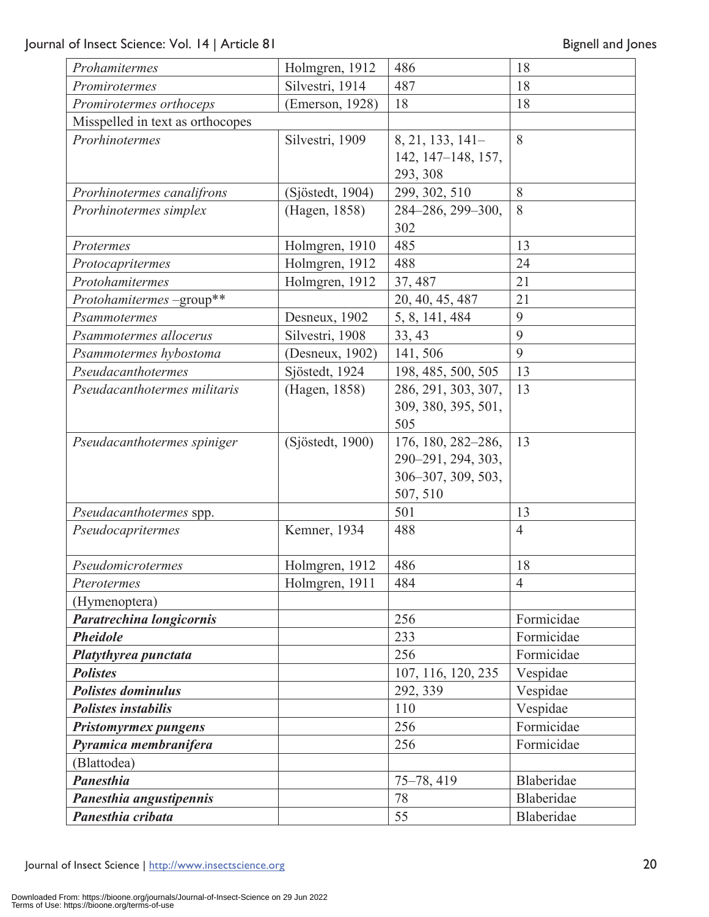| | | | |
|---|---|---|---|
| *Prohamitermes* | Holmgren, 1912 | 486 | 18 |
| *Promirotermes* | Silvestri, 1914 | 487 | 18 |
| *Promirotermes orthoceps* | (Emerson, 1928) | 18 | 18 |
| Misspelled in text as orthocopes | | | |
| *Prorhinotermes* | Silvestri, 1909 | 8, 21, 133, 141–142, 147–148, 157, 293, 308 | 8 |
| *Prorhinotermes canalifrons* | (Sjöstedt, 1904) | 299, 302, 510 | 8 |
| *Prorhinotermes simplex* | (Hagen, 1858) | 284–286, 299–300, 302 | 8 |
| *Protermes* | Holmgren, 1910 | 485 | 13 |
| *Protocapritermes* | Holmgren, 1912 | 488 | 24 |
| *Protohamitermes* | Holmgren, 1912 | 37, 487 | 21 |
| *Protohamitermes* –group** | | 20, 40, 45, 487 | 21 |
| *Psammotermes* | Desneux, 1902 | 5, 8, 141, 484 | 9 |
| *Psammotermes allocerus* | Silvestri, 1908 | 33, 43 | 9 |
| *Psammotermes hybostoma* | (Desneux, 1902) | 141, 506 | 9 |
| *Pseudacanthotermes* | Sjöstedt, 1924 | 198, 485, 500, 505 | 13 |
| *Pseudacanthotermes militaris* | (Hagen, 1858) | 286, 291, 303, 307, 309, 380, 395, 501, 505 | 13 |
| *Pseudacanthotermes spiniger* | (Sjöstedt, 1900) | 176, 180, 282–286, 290–291, 294, 303, 306–307, 309, 503, 507, 510 | 13 |
| *Pseudacanthotermes* spp. | | 501 | 13 |
| *Pseudocapritermes* | Kemner, 1934 | 488 | 4 |
| *Pseudomicrotermes* | Holmgren, 1912 | 486 | 18 |
| *Pterotermes* | Holmgren, 1911 | 484 | 4 |
| (Hymenoptera) | | | |
| ***Paratrechina longicornis*** | | 256 | Formicidae |
| ***Pheidole*** | | 233 | Formicidae |
| ***Platythyrea punctata*** | | 256 | Formicidae |
| ***Polistes*** | | 107, 116, 120, 235 | Vespidae |
| ***Polistes dominulus*** | | 292, 339 | Vespidae |
| ***Polistes instabilis*** | | 110 | Vespidae |
| ***Pristomyrmex pungens*** | | 256 | Formicidae |
| ***Pyramica membranifera*** | | 256 | Formicidae |
| (Blattodea) | | | |
| ***Panesthia*** | | 75–78, 419 | Blaberidae |
| ***Panesthia angustipennis*** | | 78 | Blaberidae |
| ***Panesthia cribata*** | | 55 | Blaberidae |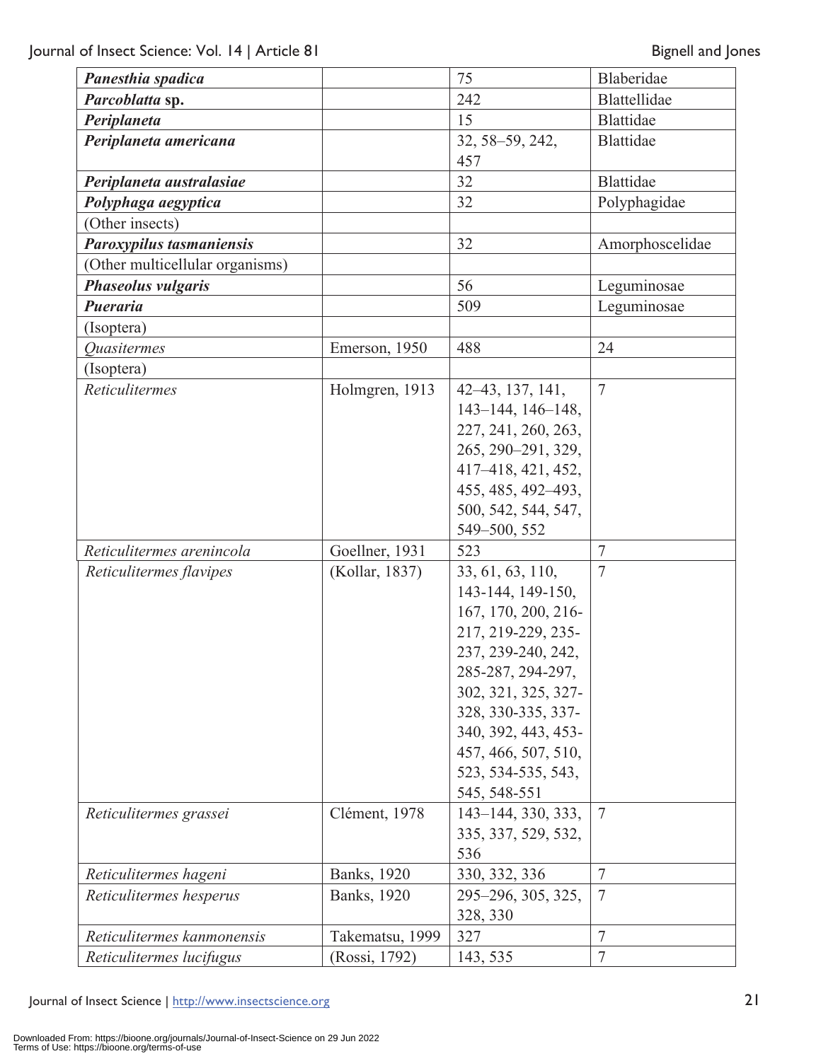| | | | |
|---|---|---|---|
| ***Panesthia spadica*** | | 75 | Blaberidae |
| ***Parcoblatta* sp.** | | 242 | Blattellidae |
| ***Periplaneta*** | | 15 | Blattidae |
| ***Periplaneta americana*** | | 32, 58–59, 242, 457 | Blattidae |
| ***Periplaneta australasiae*** | | 32 | Blattidae |
| ***Polyphaga aegyptica*** | | 32 | Polyphagidae |
| (Other insects) | | | |
| ***Paroxypilus tasmaniensis*** | | 32 | Amorphoscelidae |
| (Other multicellular organisms) | | | |
| ***Phaseolus vulgaris*** | | 56 | Leguminosae |
| ***Pueraria*** | | 509 | Leguminosae |
| (Isoptera) | | | |
| *Quasitermes* | Emerson, 1950 | 488 | 24 |
| (Isoptera) | | | |
| *Reticulitermes* | Holmgren, 1913 | 42–43, 137, 141, 143–144, 146–148, 227, 241, 260, 263, 265, 290–291, 329, 417–418, 421, 452, 455, 485, 492–493, 500, 542, 544, 547, 549–500, 552 | 7 |
| *Reticulitermes arenincola* | Goellner, 1931 | 523 | 7 |
| *Reticulitermes flavipes* | (Kollar, 1837) | 33, 61, 63, 110, 143-144, 149-150, 167, 170, 200, 216-217, 219-229, 235-237, 239-240, 242, 285-287, 294-297, 302, 321, 325, 327-328, 330-335, 337-340, 392, 443, 453-457, 466, 507, 510, 523, 534-535, 543, 545, 548-551 | 7 |
| *Reticulitermes grassei* | Clément, 1978 | 143–144, 330, 333, 335, 337, 529, 532, 536 | 7 |
| *Reticulitermes hageni* | Banks, 1920 | 330, 332, 336 | 7 |
| *Reticulitermes hesperus* | Banks, 1920 | 295–296, 305, 325, 328, 330 | 7 |
| *Reticulitermes kanmonensis* | Takematsu, 1999 | 327 | 7 |
| *Reticulitermes lucifugus* | (Rossi, 1792) | 143, 535 | 7 |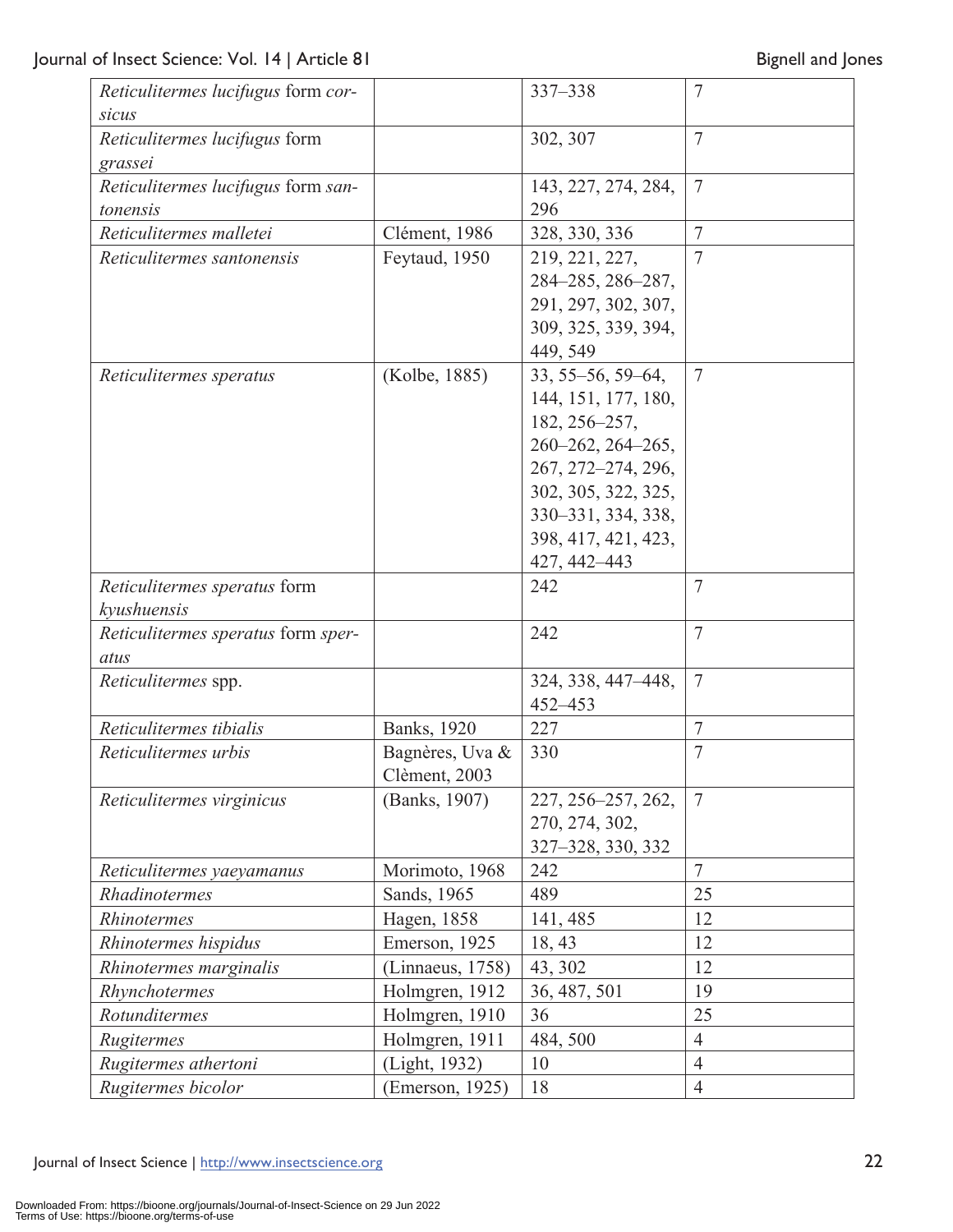| | | | |
|---|---|---|---|
| *Reticulitermes lucifugus* form *corsicus* | | 337–338 | 7 |
| *Reticulitermes lucifugus* form *grassei* | | 302, 307 | 7 |
| *Reticulitermes lucifugus* form *santonensis* | | 143, 227, 274, 284, 296 | 7 |
| *Reticulitermes malletei* | Clément, 1986 | 328, 330, 336 | 7 |
| *Reticulitermes santonensis* | Feytaud, 1950 | 219, 221, 227, 284–285, 286–287, 291, 297, 302, 307, 309, 325, 339, 394, 449, 549 | 7 |
| *Reticulitermes speratus* | (Kolbe, 1885) | 33, 55–56, 59–64, 144, 151, 177, 180, 182, 256–257, 260–262, 264–265, 267, 272–274, 296, 302, 305, 322, 325, 330–331, 334, 338, 398, 417, 421, 423, 427, 442–443 | 7 |
| *Reticulitermes speratus* form *kyushuensis* | | 242 | 7 |
| *Reticulitermes speratus* form *speratus* | | 242 | 7 |
| *Reticulitermes* spp. | | 324, 338, 447–448, 452–453 | 7 |
| *Reticulitermes tibialis* | Banks, 1920 | 227 | 7 |
| *Reticulitermes urbis* | Bagnères, Uva & Clèment, 2003 | 330 | 7 |
| *Reticulitermes virginicus* | (Banks, 1907) | 227, 256–257, 262, 270, 274, 302, 327–328, 330, 332 | 7 |
| *Reticulitermes yaeyamanus* | Morimoto, 1968 | 242 | 7 |
| *Rhadinotermes* | Sands, 1965 | 489 | 25 |
| *Rhinotermes* | Hagen, 1858 | 141, 485 | 12 |
| *Rhinotermes hispidus* | Emerson, 1925 | 18, 43 | 12 |
| *Rhinotermes marginalis* | (Linnaeus, 1758) | 43, 302 | 12 |
| *Rhynchotermes* | Holmgren, 1912 | 36, 487, 501 | 19 |
| *Rotunditermes* | Holmgren, 1910 | 36 | 25 |
| *Rugitermes* | Holmgren, 1911 | 484, 500 | 4 |
| *Rugitermes athertoni* | (Light, 1932) | 10 | 4 |
| *Rugitermes bicolor* | (Emerson, 1925) | 18 | 4 |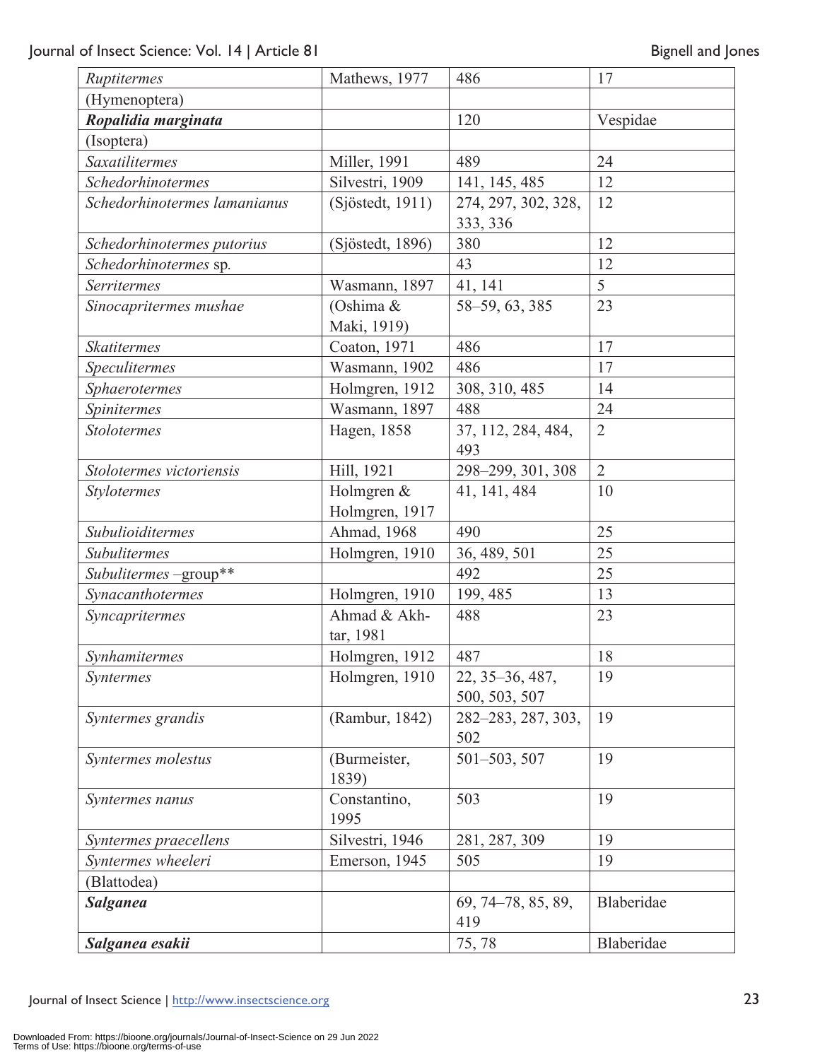| | | | |
|---|---|---|---|
| *Ruptitermes* | Mathews, 1977 | 486 | 17 |
| (Hymenoptera) | | | |
| ***Ropalidia marginata*** | | 120 | Vespidae |
| (Isoptera) | | | |
| *Saxatilitermes* | Miller, 1991 | 489 | 24 |
| *Schedorhinotermes* | Silvestri, 1909 | 141, 145, 485 | 12 |
| *Schedorhinotermes lamanianus* | (Sjöstedt, 1911) | 274, 297, 302, 328, 333, 336 | 12 |
| *Schedorhinotermes putorius* | (Sjöstedt, 1896) | 380 | 12 |
| *Schedorhinotermes* sp. | | 43 | 12 |
| *Serritermes* | Wasmann, 1897 | 41, 141 | 5 |
| *Sinocapritermes mushae* | (Oshima & Maki, 1919) | 58–59, 63, 385 | 23 |
| *Skatitermes* | Coaton, 1971 | 486 | 17 |
| *Speculitermes* | Wasmann, 1902 | 486 | 17 |
| *Sphaerotermes* | Holmgren, 1912 | 308, 310, 485 | 14 |
| *Spinitermes* | Wasmann, 1897 | 488 | 24 |
| *Stolotermes* | Hagen, 1858 | 37, 112, 284, 484, 493 | 2 |
| *Stolotermes victoriensis* | Hill, 1921 | 298–299, 301, 308 | 2 |
| *Stylotermes* | Holmgren & Holmgren, 1917 | 41, 141, 484 | 10 |
| *Subulioiditermes* | Ahmad, 1968 | 490 | 25 |
| *Subulitermes* | Holmgren, 1910 | 36, 489, 501 | 25 |
| *Subulitermes* –group** | | 492 | 25 |
| *Synacanthotermes* | Holmgren, 1910 | 199, 485 | 13 |
| *Syncapritermes* | Ahmad & Akhtar, 1981 | 488 | 23 |
| *Synhamitermes* | Holmgren, 1912 | 487 | 18 |
| *Syntermes* | Holmgren, 1910 | 22, 35–36, 487, 500, 503, 507 | 19 |
| *Syntermes grandis* | (Rambur, 1842) | 282–283, 287, 303, 502 | 19 |
| *Syntermes molestus* | (Burmeister, 1839) | 501–503, 507 | 19 |
| *Syntermes nanus* | Constantino, 1995 | 503 | 19 |
| *Syntermes praecellens* | Silvestri, 1946 | 281, 287, 309 | 19 |
| *Syntermes wheeleri* | Emerson, 1945 | 505 | 19 |
| (Blattodea) | | | |
| ***Salganea*** | | 69, 74–78, 85, 89, 419 | Blaberidae |
| ***Salganea esakii*** | | 75, 78 | Blaberidae |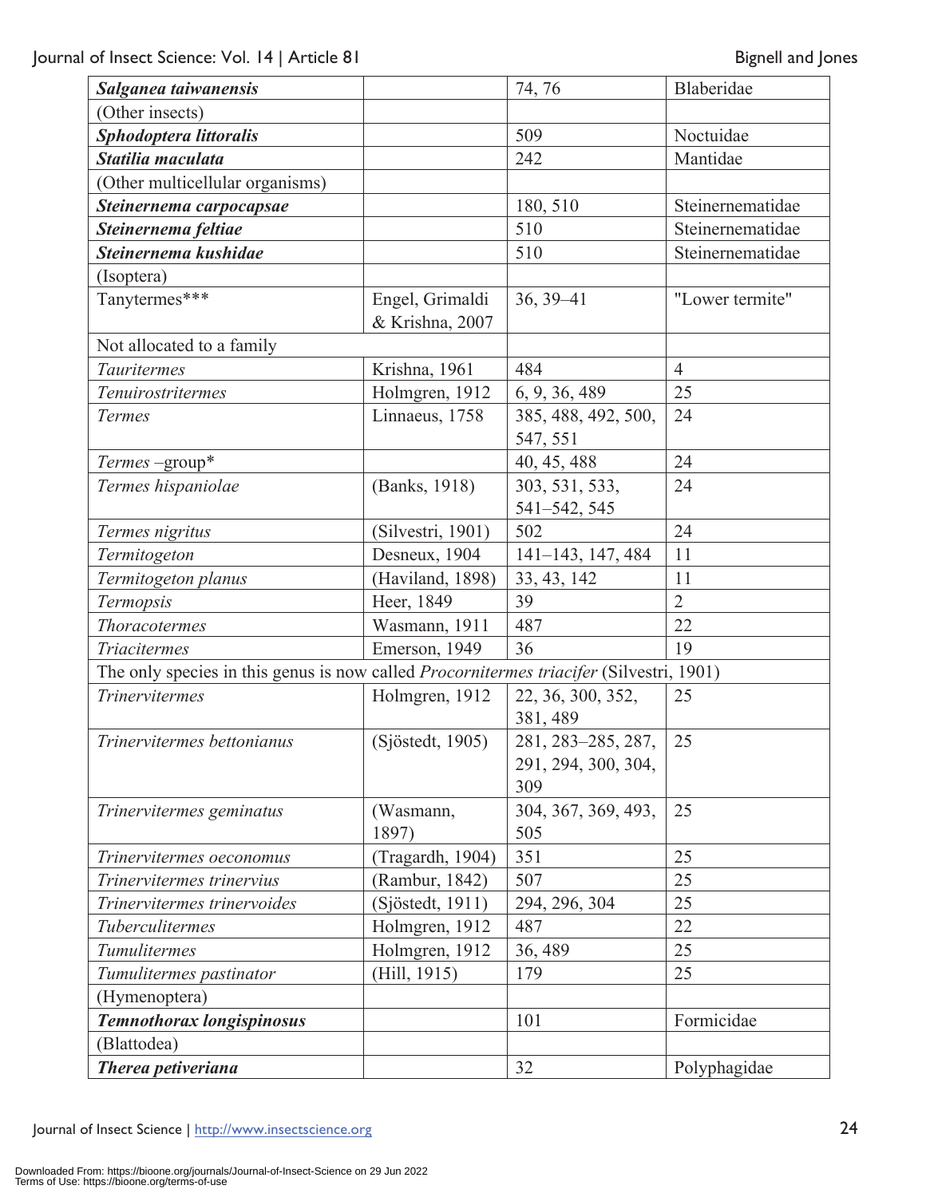| | | | |
|---|---|---|---|
| ***Salganea taiwanensis*** | | 74, 76 | Blaberidae |
| (Other insects) | | | |
| ***Sphodoptera littoralis*** | | 509 | Noctuidae |
| ***Statilia maculata*** | | 242 | Mantidae |
| (Other multicellular organisms) | | | |
| ***Steinernema carpocapsae*** | | 180, 510 | Steinernematidae |
| ***Steinernema feltiae*** | | 510 | Steinernematidae |
| ***Steinernema kushidae*** | | 510 | Steinernematidae |
| (Isoptera) | | | |
| Tanytermes*** | Engel, Grimaldi & Krishna, 2007 | 36, 39–41 | "Lower termite" |
| Not allocated to a family | | | |
| *Tauritermes* | Krishna, 1961 | 484 | 4 |
| *Tenuirostritermes* | Holmgren, 1912 | 6, 9, 36, 489 | 25 |
| *Termes* | Linnaeus, 1758 | 385, 488, 492, 500, 547, 551 | 24 |
| *Termes* –group* | | 40, 45, 488 | 24 |
| *Termes hispaniolae* | (Banks, 1918) | 303, 531, 533, 541–542, 545 | 24 |
| *Termes nigritus* | (Silvestri, 1901) | 502 | 24 |
| *Termitogeton* | Desneux, 1904 | 141–143, 147, 484 | 11 |
| *Termitogeton planus* | (Haviland, 1898) | 33, 43, 142 | 11 |
| *Termopsis* | Heer, 1849 | 39 | 2 |
| *Thoracotermes* | Wasmann, 1911 | 487 | 22 |
| *Triacitermes* | Emerson, 1949 | 36 | 19 |
| The only species in this genus is now called *Procornitermes triacifer* (Silvestri, 1901) | | | |
| *Trinervitermes* | Holmgren, 1912 | 22, 36, 300, 352, 381, 489 | 25 |
| *Trinervitermes bettonianus* | (Sjöstedt, 1905) | 281, 283–285, 287, 291, 294, 300, 304, 309 | 25 |
| *Trinervitermes geminatus* | (Wasmann, 1897) | 304, 367, 369, 493, 505 | 25 |
| *Trinervitermes oeconomus* | (Tragardh, 1904) | 351 | 25 |
| *Trinervitermes trinervius* | (Rambur, 1842) | 507 | 25 |
| *Trinervitermes trinervoides* | (Sjöstedt, 1911) | 294, 296, 304 | 25 |
| *Tuberculitermes* | Holmgren, 1912 | 487 | 22 |
| *Tumulitermes* | Holmgren, 1912 | 36, 489 | 25 |
| *Tumulitermes pastinator* | (Hill, 1915) | 179 | 25 |
| (Hymenoptera) | | | |
| ***Temnothorax longispinosus*** | | 101 | Formicidae |
| (Blattodea) | | | |
| ***Therea petiveriana*** | | 32 | Polyphagidae |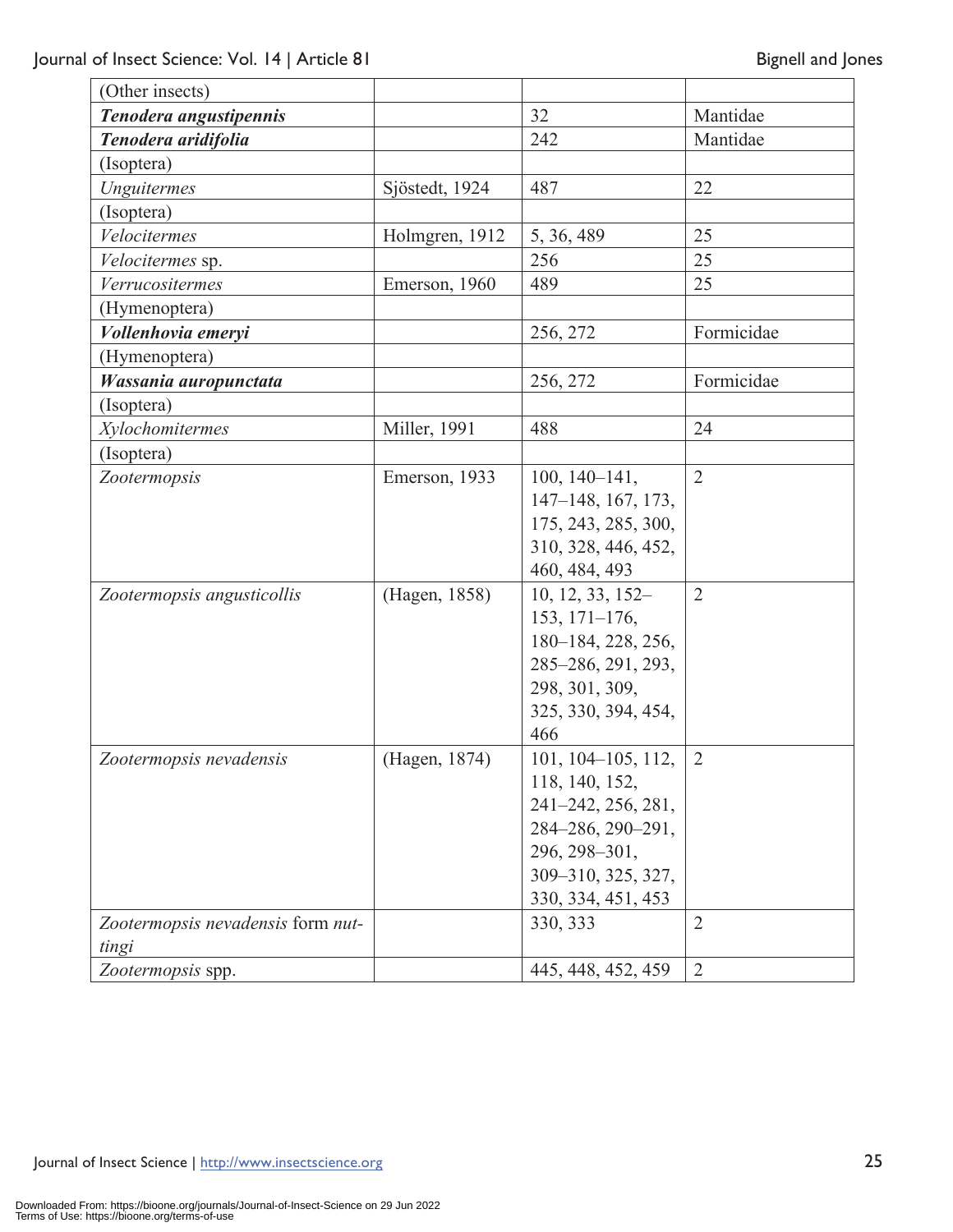| | | | |
|---|---|---|---|
| (Other insects) | | | |
| ***Tenodera angustipennis*** | | 32 | Mantidae |
| ***Tenodera aridifolia*** | | 242 | Mantidae |
| (Isoptera) | | | |
| *Unguitermes* | Sjöstedt, 1924 | 487 | 22 |
| (Isoptera) | | | |
| *Velocitermes* | Holmgren, 1912 | 5, 36, 489 | 25 |
| *Velocitermes* sp. | | 256 | 25 |
| *Verrucositermes* | Emerson, 1960 | 489 | 25 |
| (Hymenoptera) | | | |
| ***Vollenhovia emeryi*** | | 256, 272 | Formicidae |
| (Hymenoptera) | | | |
| ***Wassania auropunctata*** | | 256, 272 | Formicidae |
| (Isoptera) | | | |
| *Xylochomitermes* | Miller, 1991 | 488 | 24 |
| (Isoptera) | | | |
| *Zootermopsis* | Emerson, 1933 | 100, 140–141, 147–148, 167, 173, 175, 243, 285, 300, 310, 328, 446, 452, 460, 484, 493 | 2 |
| *Zootermopsis angusticollis* | (Hagen, 1858) | 10, 12, 33, 152–153, 171–176, 180–184, 228, 256, 285–286, 291, 293, 298, 301, 309, 325, 330, 394, 454, 466 | 2 |
| *Zootermopsis nevadensis* | (Hagen, 1874) | 101, 104–105, 112, 118, 140, 152, 241–242, 256, 281, 284–286, 290–291, 296, 298–301, 309–310, 325, 327, 330, 334, 451, 453 | 2 |
| *Zootermopsis nevadensis* form *nuttingi* | | 330, 333 | 2 |
| *Zootermopsis* spp. | | 445, 448, 452, 459 | 2 |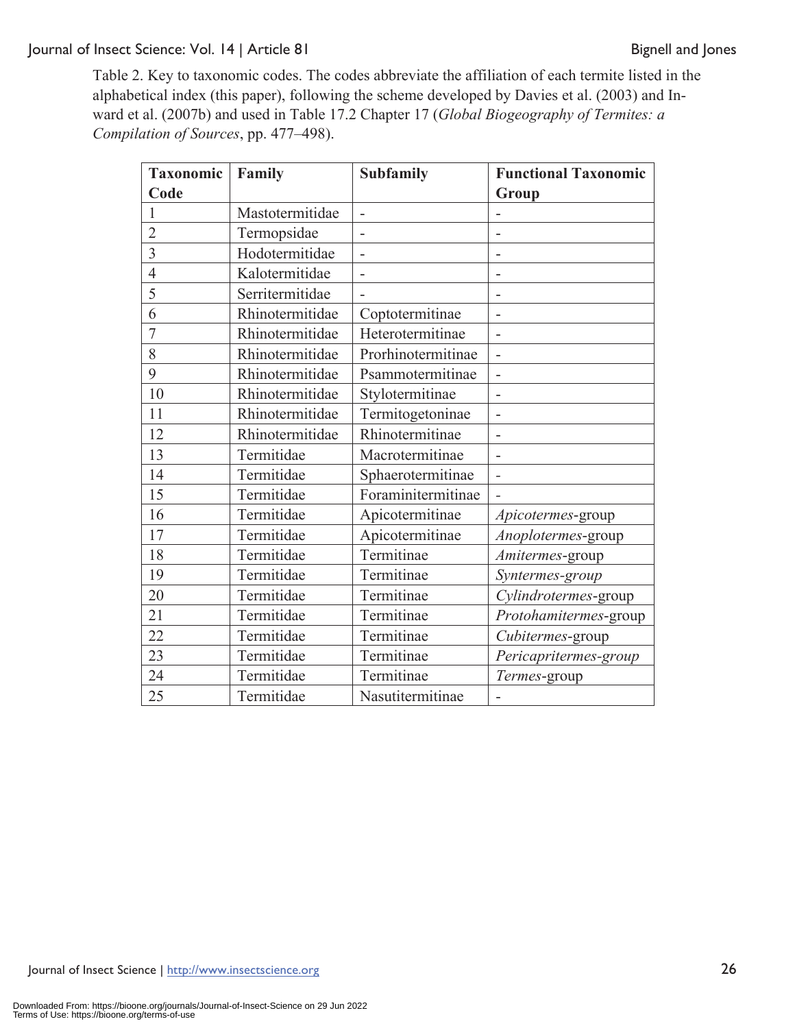Table 2. Key to taxonomic codes. The codes abbreviate the affiliation of each termite listed in the alphabetical index (this paper), following the scheme developed by Davies et al. (2003) and Inward et al. (2007b) and used in Table 17.2 Chapter 17 (*Global Biogeography of Termites: a Compilation of Sources*, pp. 477–498).

| Taxonomic Code | Family | Subfamily | Functional Taxonomic Group |
|---|---|---|---|
| 1 | Mastotermitidae | - | - |
| 2 | Termopsidae | - | - |
| 3 | Hodotermitidae | - | - |
| 4 | Kalotermitidae | - | - |
| 5 | Serritermitidae | - | - |
| 6 | Rhinotermitidae | Coptotermitinae | - |
| 7 | Rhinotermitidae | Heterotermitinae | - |
| 8 | Rhinotermitidae | Prorhinotermitinae | - |
| 9 | Rhinotermitidae | Psammotermitinae | - |
| 10 | Rhinotermitidae | Stylotermitinae | - |
| 11 | Rhinotermitidae | Termitogetoninae | - |
| 12 | Rhinotermitidae | Rhinotermitinae | - |
| 13 | Termitidae | Macrotermitinae | - |
| 14 | Termitidae | Sphaerotermitinae | - |
| 15 | Termitidae | Foraminitermitinae | - |
| 16 | Termitidae | Apicotermitinae | *Apicotermes*-group |
| 17 | Termitidae | Apicotermitinae | *Anoplotermes*-group |
| 18 | Termitidae | Termitinae | *Amitermes*-group |
| 19 | Termitidae | Termitinae | *Syntermes-group* |
| 20 | Termitidae | Termitinae | *Cylindrotermes*-group |
| 21 | Termitidae | Termitinae | *Protohamitermes*-group |
| 22 | Termitidae | Termitinae | *Cubitermes*-group |
| 23 | Termitidae | Termitinae | *Pericapritermes-group* |
| 24 | Termitidae | Termitinae | *Termes*-group |
| 25 | Termitidae | Nasutitermitinae | - |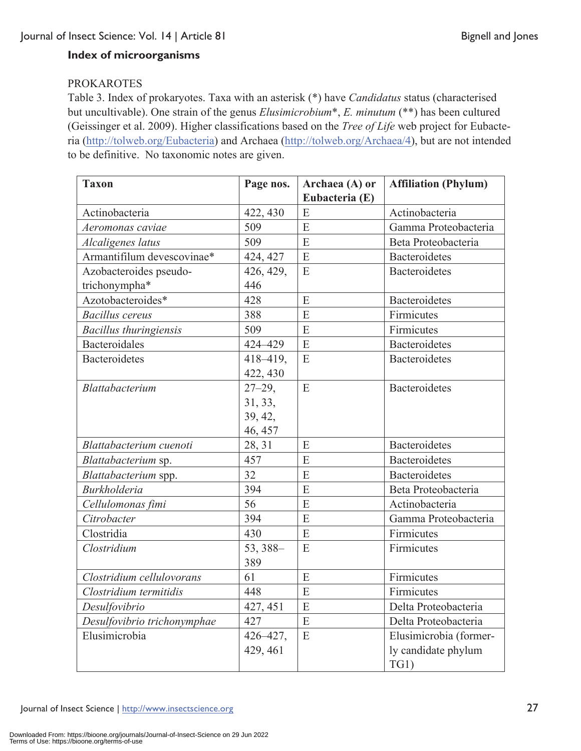**Index of microorganisms**

PROKAROTES

Table 3. Index of prokaryotes. Taxa with an asterisk (*) have *Candidatus* status (characterised but uncultivable). One strain of the genus *Elusimicrobium**, *E. minutum* (**) has been cultured (Geissinger et al. 2009). Higher classifications based on the *Tree of Life* web project for Eubacteria (http://tolweb.org/Eubacteria) and Archaea (http://tolweb.org/Archaea/4), but are not intended to be definitive. No taxonomic notes are given.

| Taxon | Page nos. | Archaea (A) or Eubacteria (E) | Affiliation (Phylum) |
|---|---|---|---|
| Actinobacteria | 422, 430 | E | Actinobacteria |
| *Aeromonas caviae* | 509 | E | Gamma Proteobacteria |
| *Alcaligenes latus* | 509 | E | Beta Proteobacteria |
| Armantifilum devescovinae* | 424, 427 | E | Bacteroidetes |
| Azobacteroides pseudo-trichonympha* | 426, 429, 446 | E | Bacteroidetes |
| Azotobacteroides* | 428 | E | Bacteroidetes |
| *Bacillus cereus* | 388 | E | Firmicutes |
| *Bacillus thuringiensis* | 509 | E | Firmicutes |
| Bacteroidales | 424–429 | E | Bacteroidetes |
| Bacteroidetes | 418–419, 422, 430 | E | Bacteroidetes |
| *Blattabacterium* | 27–29, 31, 33, 39, 42, 46, 457 | E | Bacteroidetes |
| *Blattabacterium cuenoti* | 28, 31 | E | Bacteroidetes |
| *Blattabacterium* sp. | 457 | E | Bacteroidetes |
| *Blattabacterium* spp. | 32 | E | Bacteroidetes |
| *Burkholderia* | 394 | E | Beta Proteobacteria |
| *Cellulomonas fimi* | 56 | E | Actinobacteria |
| *Citrobacter* | 394 | E | Gamma Proteobacteria |
| Clostridia | 430 | E | Firmicutes |
| *Clostridium* | 53, 388–389 | E | Firmicutes |
| *Clostridium cellulovorans* | 61 | E | Firmicutes |
| *Clostridium termitidis* | 448 | E | Firmicutes |
| *Desulfovibrio* | 427, 451 | E | Delta Proteobacteria |
| *Desulfovibrio trichonymphae* | 427 | E | Delta Proteobacteria |
| Elusimicrobia | 426–427, 429, 461 | E | Elusimicrobia (formerly candidate phylum TG1) |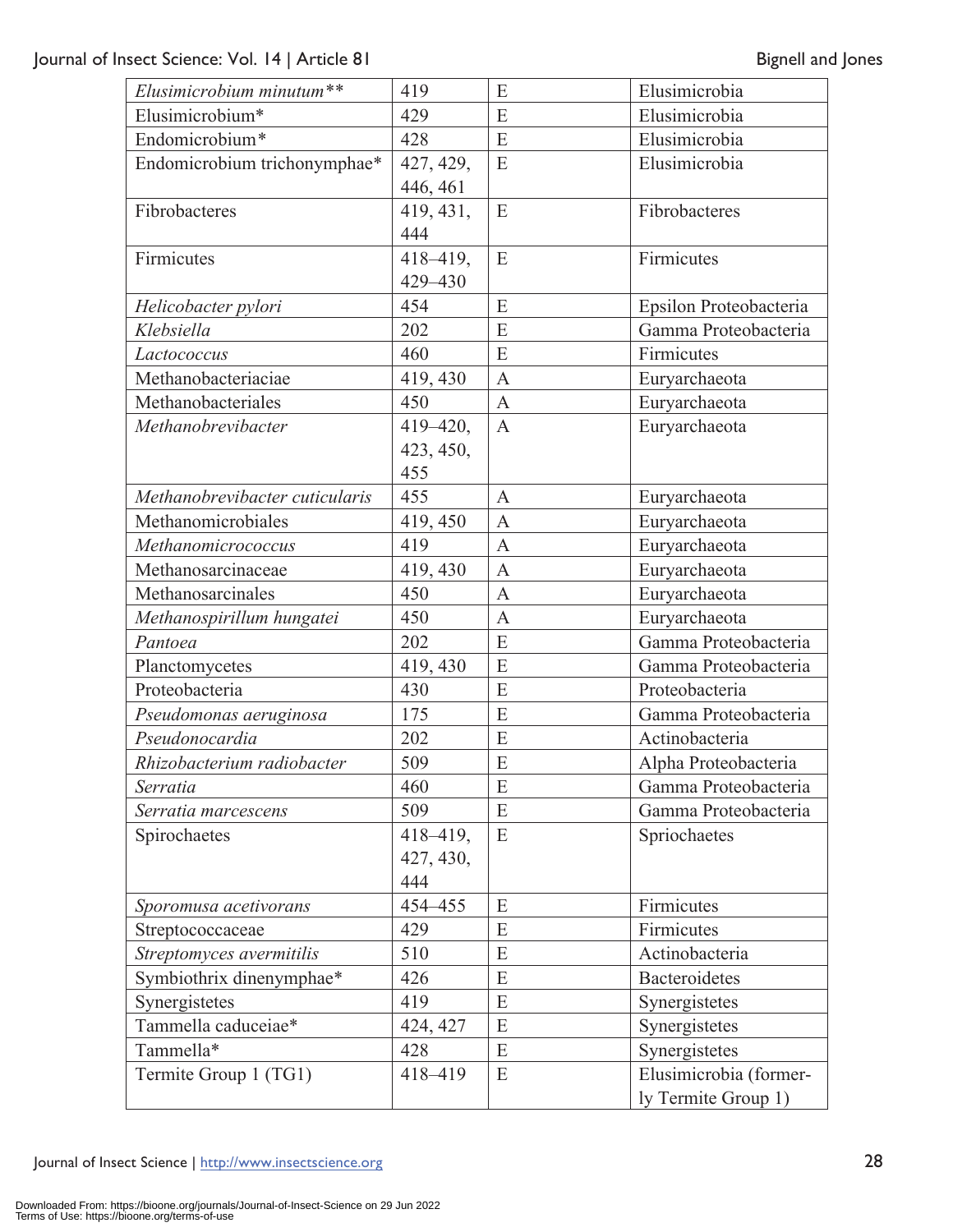| | | | |
|---|---|---|---|
| *Elusimicrobium minutum*** | 419 | E | Elusimicrobia |
| Elusimicrobium* | 429 | E | Elusimicrobia |
| Endomicrobium* | 428 | E | Elusimicrobia |
| Endomicrobium trichonymphae* | 427, 429, 446, 461 | E | Elusimicrobia |
| Fibrobacteres | 419, 431, 444 | E | Fibrobacteres |
| Firmicutes | 418–419, 429–430 | E | Firmicutes |
| *Helicobacter pylori* | 454 | E | Epsilon Proteobacteria |
| *Klebsiella* | 202 | E | Gamma Proteobacteria |
| *Lactococcus* | 460 | E | Firmicutes |
| Methanobacteriaciae | 419, 430 | A | Euryarchaeota |
| Methanobacteriales | 450 | A | Euryarchaeota |
| *Methanobrevibacter* | 419–420, 423, 450, 455 | A | Euryarchaeota |
| *Methanobrevibacter cuticularis* | 455 | A | Euryarchaeota |
| Methanomicrobiales | 419, 450 | A | Euryarchaeota |
| *Methanomicrococcus* | 419 | A | Euryarchaeota |
| Methanosarcinaceae | 419, 430 | A | Euryarchaeota |
| Methanosarcinales | 450 | A | Euryarchaeota |
| *Methanospirillum hungatei* | 450 | A | Euryarchaeota |
| *Pantoea* | 202 | E | Gamma Proteobacteria |
| Planctomycetes | 419, 430 | E | Gamma Proteobacteria |
| Proteobacteria | 430 | E | Proteobacteria |
| *Pseudomonas aeruginosa* | 175 | E | Gamma Proteobacteria |
| *Pseudonocardia* | 202 | E | Actinobacteria |
| *Rhizobacterium radiobacter* | 509 | E | Alpha Proteobacteria |
| *Serratia* | 460 | E | Gamma Proteobacteria |
| *Serratia marcescens* | 509 | E | Gamma Proteobacteria |
| Spirochaetes | 418–419, 427, 430, 444 | E | Spriochaetes |
| *Sporomusa acetivorans* | 454–455 | E | Firmicutes |
| Streptococcaceae | 429 | E | Firmicutes |
| *Streptomyces avermitilis* | 510 | E | Actinobacteria |
| Symbiothrix dinenymphae* | 426 | E | Bacteroidetes |
| Synergistetes | 419 | E | Synergistetes |
| Tammella caduceiae* | 424, 427 | E | Synergistetes |
| Tammella* | 428 | E | Synergistetes |
| Termite Group 1 (TG1) | 418–419 | E | Elusimicrobia (formerly Termite Group 1) |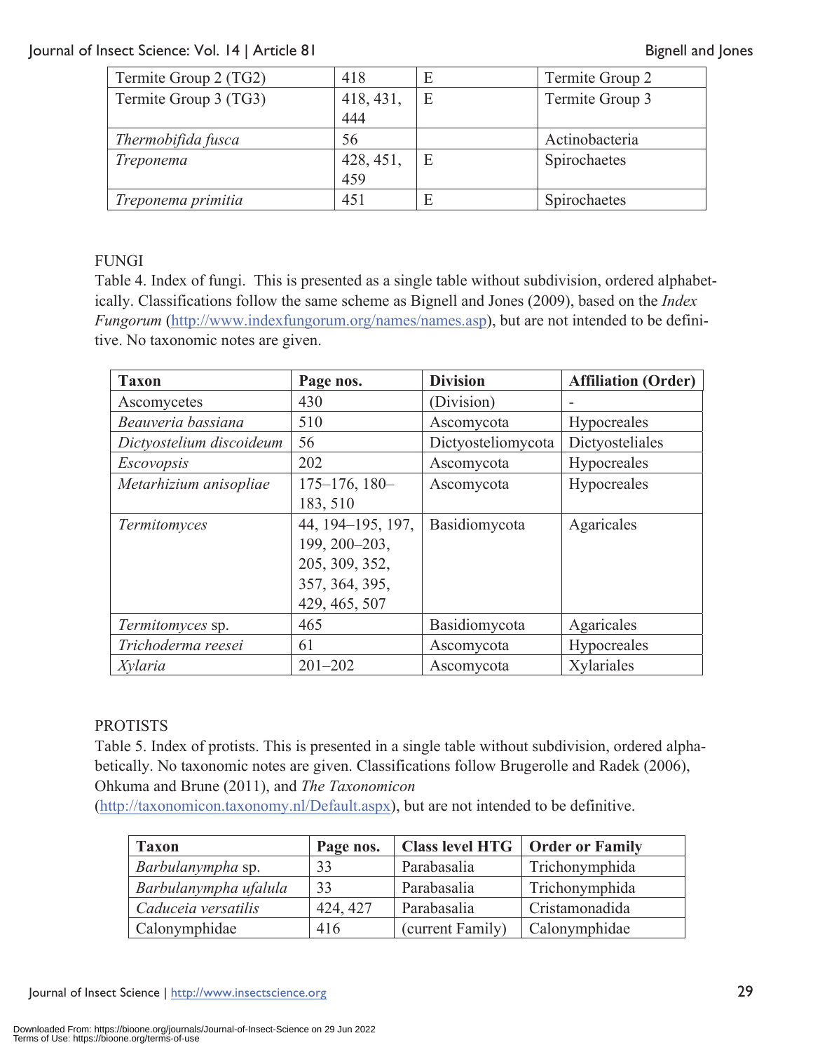| Termite Group 2 (TG2) | 418 | E | Termite Group 2 |
|---|---|---|---|
| Termite Group 3 (TG3) | 418, 431, 444 | E | Termite Group 3 |
| *Thermobifida fusca* | 56 | | Actinobacteria |
| *Treponema* | 428, 451, 459 | E | Spirochaetes |
| *Treponema primitia* | 451 | E | Spirochaetes |

FUNGI

Table 4. Index of fungi. This is presented as a single table without subdivision, ordered alphabetically. Classifications follow the same scheme as Bignell and Jones (2009), based on the *Index Fungorum* (http://www.indexfungorum.org/names/names.asp), but are not intended to be definitive. No taxonomic notes are given.

| **Taxon** | **Page nos.** | **Division** | **Affiliation (Order)** |
|---|---|---|---|
| Ascomycetes | 430 | (Division) | - |
| *Beauveria bassiana* | 510 | Ascomycota | Hypocreales |
| *Dictyostelium discoideum* | 56 | Dictyosteliomycota | Dictyosteliales |
| *Escovopsis* | 202 | Ascomycota | Hypocreales |
| *Metarhizium anisopliae* | 175–176, 180–183, 510 | Ascomycota | Hypocreales |
| *Termitomyces* | 44, 194–195, 197, 199, 200–203, 205, 309, 352, 357, 364, 395, 429, 465, 507 | Basidiomycota | Agaricales |
| *Termitomyces* sp. | 465 | Basidiomycota | Agaricales |
| *Trichoderma reesei* | 61 | Ascomycota | Hypocreales |
| *Xylaria* | 201–202 | Ascomycota | Xylariales |

PROTISTS

Table 5. Index of protists. This is presented in a single table without subdivision, ordered alphabetically. No taxonomic notes are given. Classifications follow Brugerolle and Radek (2006), Ohkuma and Brune (2011), and *The Taxonomicon* (http://taxonomicon.taxonomy.nl/Default.aspx), but are not intended to be definitive.

| **Taxon** | **Page nos.** | **Class level HTG** | **Order or Family** |
|---|---|---|---|
| *Barbulanympha* sp. | 33 | Parabasalia | Trichonymphida |
| *Barbulanympha ufalula* | 33 | Parabasalia | Trichonymphida |
| *Caduceia versatilis* | 424, 427 | Parabasalia | Cristamonadida |
| Calonymphidae | 416 | (current Family) | Calonymphidae |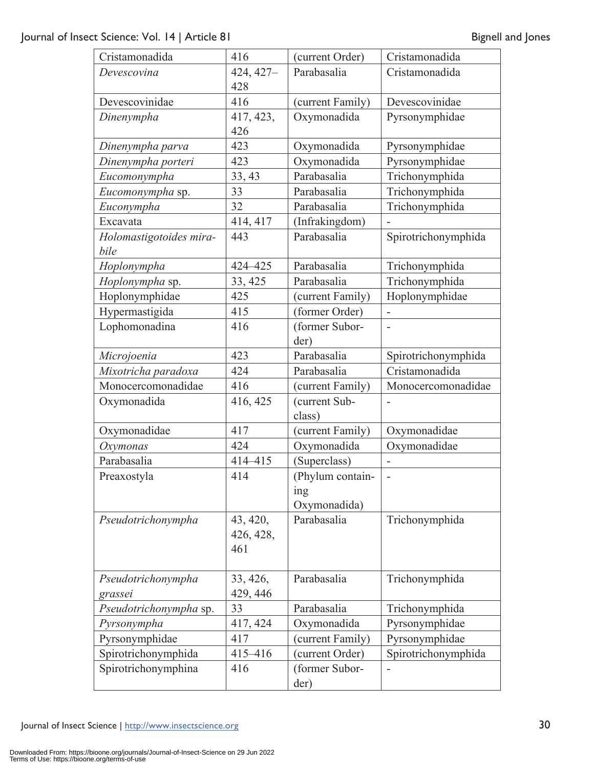| Cristamonadida | 416 | (current Order) | Cristamonadida |
|---|---|---|---|
| *Devescovina* | 424, 427–428 | Parabasalia | Cristamonadida |
| Devescovinidae | 416 | (current Family) | Devescovinidae |
| *Dinenympha* | 417, 423, 426 | Oxymonadida | Pyrsonymphidae |
| *Dinenympha parva* | 423 | Oxymonadida | Pyrsonymphidae |
| *Dinenympha porteri* | 423 | Oxymonadida | Pyrsonymphidae |
| *Eucomonympha* | 33, 43 | Parabasalia | Trichonymphida |
| *Eucomonympha* sp. | 33 | Parabasalia | Trichonymphida |
| *Euconympha* | 32 | Parabasalia | Trichonymphida |
| Excavata | 414, 417 | (Infrakingdom) | - |
| *Holomastigotoides mirabile* | 443 | Parabasalia | Spirotrichonymphida |
| *Hoplonympha* | 424–425 | Parabasalia | Trichonymphida |
| *Hoplonympha* sp. | 33, 425 | Parabasalia | Trichonymphida |
| Hoplonymphidae | 425 | (current Family) | Hoplonymphidae |
| Hypermastigida | 415 | (former Order) | - |
| Lophomonadina | 416 | (former Suborder) | - |
| *Microjoenia* | 423 | Parabasalia | Spirotrichonymphida |
| *Mixotricha paradoxa* | 424 | Parabasalia | Cristamonadida |
| Monocercomonadidae | 416 | (current Family) | Monocercomonadidae |
| Oxymonadida | 416, 425 | (current Subclass) | - |
| Oxymonadidae | 417 | (current Family) | Oxymonadidae |
| *Oxymonas* | 424 | Oxymonadida | Oxymonadidae |
| Parabasalia | 414–415 | (Superclass) | - |
| Preaxostyla | 414 | (Phylum containing Oxymonadida) | - |
| *Pseudotrichonympha* | 43, 420, 426, 428, 461 | Parabasalia | Trichonymphida |
| *Pseudotrichonympha grassei* | 33, 426, 429, 446 | Parabasalia | Trichonymphida |
| *Pseudotrichonympha* sp. | 33 | Parabasalia | Trichonymphida |
| *Pyrsonympha* | 417, 424 | Oxymonadida | Pyrsonymphidae |
| Pyrsonymphidae | 417 | (current Family) | Pyrsonymphidae |
| Spirotrichonymphida | 415–416 | (current Order) | Spirotrichonymphida |
| Spirotrichonymphina | 416 | (former Suborder) | - |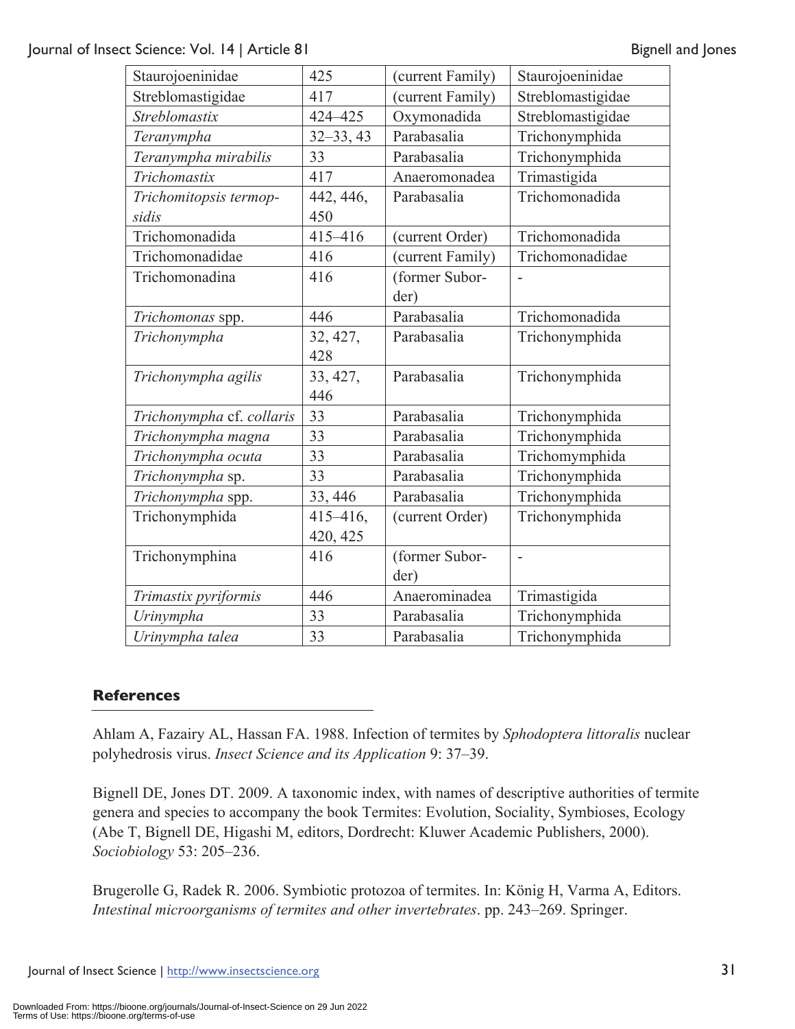| Staurojoeninidae | 425 | (current Family) | Staurojoeninidae |
|---|---|---|---|
| Streblomastigidae | 417 | (current Family) | Streblomastigidae |
| *Streblomastix* | 424–425 | Oxymonadida | Streblomastigidae |
| *Teranympha* | 32–33, 43 | Parabasalia | Trichonymphida |
| *Teranympha mirabilis* | 33 | Parabasalia | Trichonymphida |
| *Trichomastix* | 417 | Anaeromonadea | Trimastigida |
| *Trichomitopsis termopsidis* | 442, 446, 450 | Parabasalia | Trichomonadida |
| Trichomonadida | 415–416 | (current Order) | Trichomonadida |
| Trichomonadidae | 416 | (current Family) | Trichomonadidae |
| Trichomonadina | 416 | (former Suborder) | - |
| *Trichomonas* spp. | 446 | Parabasalia | Trichomonadida |
| *Trichonympha* | 32, 427, 428 | Parabasalia | Trichonymphida |
| *Trichonympha agilis* | 33, 427, 446 | Parabasalia | Trichonymphida |
| *Trichonympha* cf. *collaris* | 33 | Parabasalia | Trichonymphida |
| *Trichonympha magna* | 33 | Parabasalia | Trichonymphida |
| *Trichonympha ocuta* | 33 | Parabasalia | Trichomymphida |
| *Trichonympha* sp. | 33 | Parabasalia | Trichonymphida |
| *Trichonympha* spp. | 33, 446 | Parabasalia | Trichonymphida |
| Trichonymphida | 415–416, 420, 425 | (current Order) | Trichonymphida |
| Trichonymphina | 416 | (former Suborder) | - |
| *Trimastix pyriformis* | 446 | Anaerominadea | Trimastigida |
| *Urinympha* | 33 | Parabasalia | Trichonymphida |
| *Urinympha talea* | 33 | Parabasalia | Trichonymphida |

## References

Ahlam A, Fazairy AL, Hassan FA. 1988. Infection of termites by *Sphodoptera littoralis* nuclear polyhedrosis virus. *Insect Science and its Application* 9: 37–39.

Bignell DE, Jones DT. 2009. A taxonomic index, with names of descriptive authorities of termite genera and species to accompany the book Termites: Evolution, Sociality, Symbioses, Ecology (Abe T, Bignell DE, Higashi M, editors, Dordrecht: Kluwer Academic Publishers, 2000). *Sociobiology* 53: 205–236.

Brugerolle G, Radek R. 2006. Symbiotic protozoa of termites. In: König H, Varma A, Editors. *Intestinal microorganisms of termites and other invertebrates*. pp. 243–269. Springer.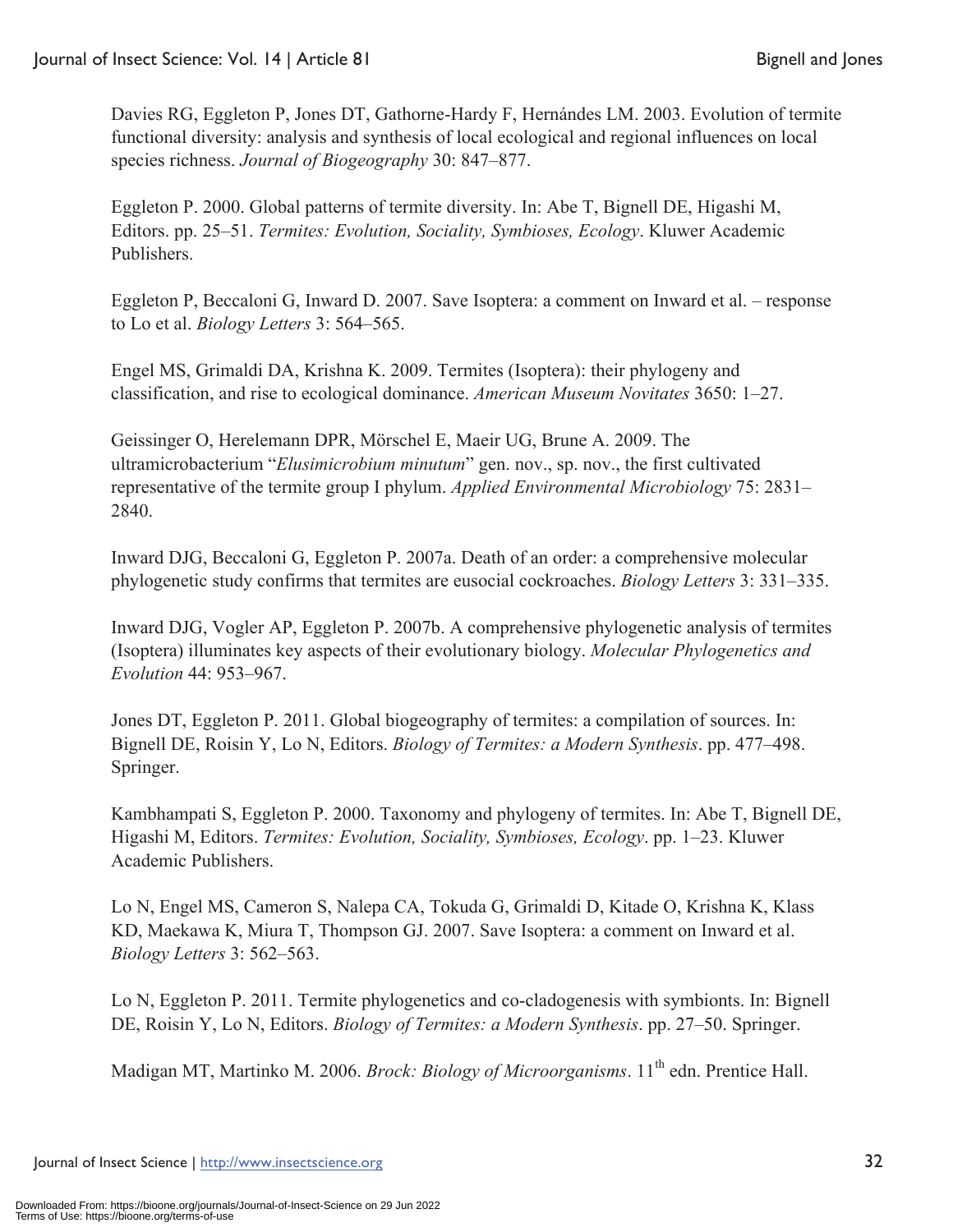Davies RG, Eggleton P, Jones DT, Gathorne-Hardy F, Hernándes LM. 2003. Evolution of termite functional diversity: analysis and synthesis of local ecological and regional influences on local species richness. *Journal of Biogeography* 30: 847–877.

Eggleton P. 2000. Global patterns of termite diversity. In: Abe T, Bignell DE, Higashi M, Editors. pp. 25–51. *Termites: Evolution, Sociality, Symbioses, Ecology*. Kluwer Academic Publishers.

Eggleton P, Beccaloni G, Inward D. 2007. Save Isoptera: a comment on Inward et al. – response to Lo et al. *Biology Letters* 3: 564–565.

Engel MS, Grimaldi DA, Krishna K. 2009. Termites (Isoptera): their phylogeny and classification, and rise to ecological dominance. *American Museum Novitates* 3650: 1–27.

Geissinger O, Herelemann DPR, Mörschel E, Maeir UG, Brune A. 2009. The ultramicrobacterium "*Elusimicrobium minutum*" gen. nov., sp. nov., the first cultivated representative of the termite group I phylum. *Applied Environmental Microbiology* 75: 2831–2840.

Inward DJG, Beccaloni G, Eggleton P. 2007a. Death of an order: a comprehensive molecular phylogenetic study confirms that termites are eusocial cockroaches. *Biology Letters* 3: 331–335.

Inward DJG, Vogler AP, Eggleton P. 2007b. A comprehensive phylogenetic analysis of termites (Isoptera) illuminates key aspects of their evolutionary biology. *Molecular Phylogenetics and Evolution* 44: 953–967.

Jones DT, Eggleton P. 2011. Global biogeography of termites: a compilation of sources. In: Bignell DE, Roisin Y, Lo N, Editors. *Biology of Termites: a Modern Synthesis*. pp. 477–498. Springer.

Kambhampati S, Eggleton P. 2000. Taxonomy and phylogeny of termites. In: Abe T, Bignell DE, Higashi M, Editors. *Termites: Evolution, Sociality, Symbioses, Ecology*. pp. 1–23. Kluwer Academic Publishers.

Lo N, Engel MS, Cameron S, Nalepa CA, Tokuda G, Grimaldi D, Kitade O, Krishna K, Klass KD, Maekawa K, Miura T, Thompson GJ. 2007. Save Isoptera: a comment on Inward et al. *Biology Letters* 3: 562–563.

Lo N, Eggleton P. 2011. Termite phylogenetics and co-cladogenesis with symbionts. In: Bignell DE, Roisin Y, Lo N, Editors. *Biology of Termites: a Modern Synthesis*. pp. 27–50. Springer.

Madigan MT, Martinko M. 2006. *Brock: Biology of Microorganisms*. 11th edn. Prentice Hall.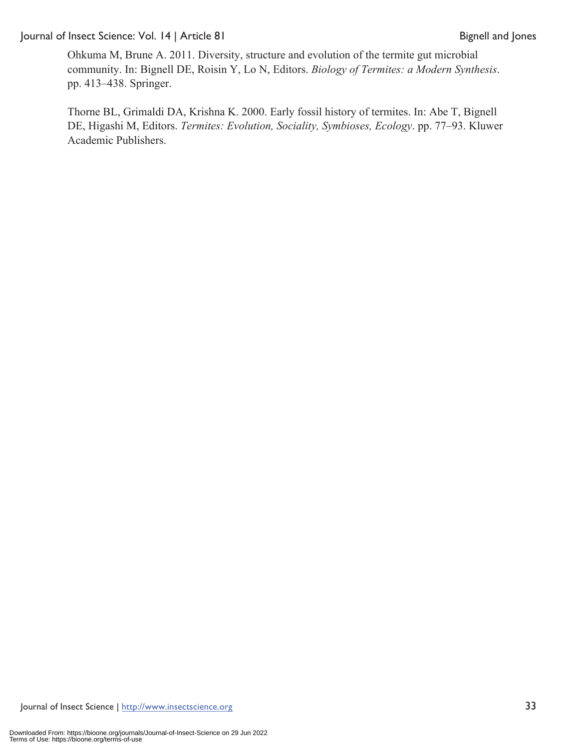Ohkuma M, Brune A. 2011. Diversity, structure and evolution of the termite gut microbial community. In: Bignell DE, Roisin Y, Lo N, Editors. *Biology of Termites: a Modern Synthesis*. pp. 413–438. Springer.

Thorne BL, Grimaldi DA, Krishna K. 2000. Early fossil history of termites. In: Abe T, Bignell DE, Higashi M, Editors. *Termites: Evolution, Sociality, Symbioses, Ecology*. pp. 77–93. Kluwer Academic Publishers.